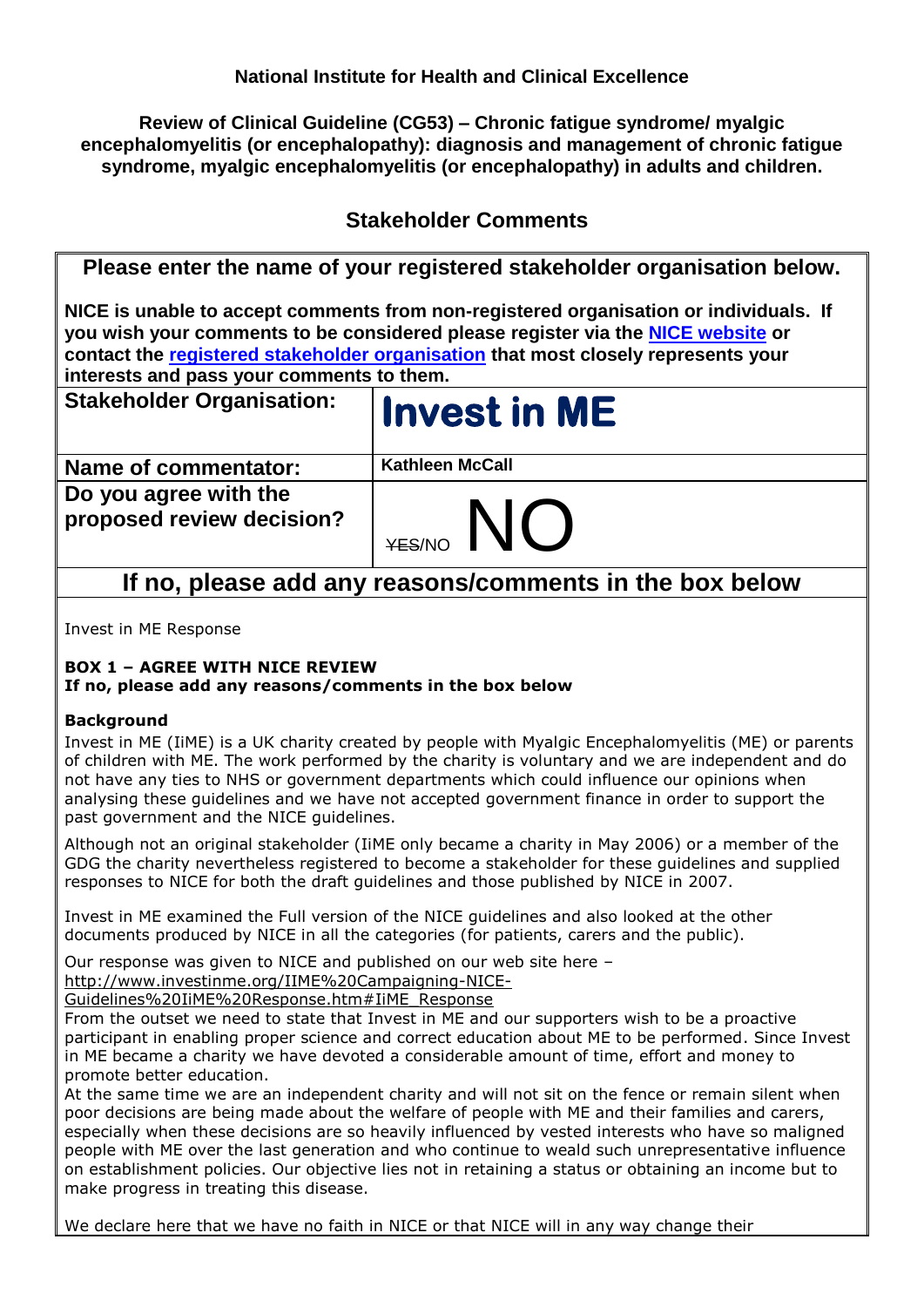**National Institute for Health and Clinical Excellence**

**Review of Clinical Guideline (CG53) – Chronic fatigue syndrome/ myalgic encephalomyelitis (or encephalopathy): diagnosis and management of chronic fatigue syndrome, myalgic encephalomyelitis (or encephalopathy) in adults and children.**

## Stakeholder Comments

| **Please enter the name of your registered stakeholder organisation below.** | |
|---|---|
| **NICE is unable to accept comments from non-registered organisation or individuals. If you wish your comments to be considered please register via the [NICE website](#) or contact the [registered stakeholder organisation](#) that most closely represents your interests and pass your comments to them.** | |
| **Stakeholder Organisation:** | **Invest in ME** |
| **Name of commentator:** | **Kathleen McCall** |
| **Do you agree with the proposed review decision?** | ~~YES~~/NO NO |

### If no, please add any reasons/comments in the box below

Invest in ME Response

**BOX 1 – AGREE WITH NICE REVIEW**
**If no, please add any reasons/comments in the box below**

**Background**

Invest in ME (IiME) is a UK charity created by people with Myalgic Encephalomyelitis (ME) or parents of children with ME. The work performed by the charity is voluntary and we are independent and do not have any ties to NHS or government departments which could influence our opinions when analysing these guidelines and we have not accepted government finance in order to support the past government and the NICE guidelines.

Although not an original stakeholder (IiME only became a charity in May 2006) or a member of the GDG the charity nevertheless registered to become a stakeholder for these guidelines and supplied responses to NICE for both the draft guidelines and those published by NICE in 2007.

Invest in ME examined the Full version of the NICE guidelines and also looked at the other documents produced by NICE in all the categories (for patients, carers and the public).

Our response was given to NICE and published on our web site here – http://www.investinme.org/IIME%20Campaigning-NICE-Guidelines%20IiME%20Response.htm#IiME_Response

From the outset we need to state that Invest in ME and our supporters wish to be a proactive participant in enabling proper science and correct education about ME to be performed. Since Invest in ME became a charity we have devoted a considerable amount of time, effort and money to promote better education.

At the same time we are an independent charity and will not sit on the fence or remain silent when poor decisions are being made about the welfare of people with ME and their families and carers, especially when these decisions are so heavily influenced by vested interests who have so maligned people with ME over the last generation and who continue to weald such unrepresentative influence on establishment policies. Our objective lies not in retaining a status or obtaining an income but to make progress in treating this disease.

We declare here that we have no faith in NICE or that NICE will in any way change their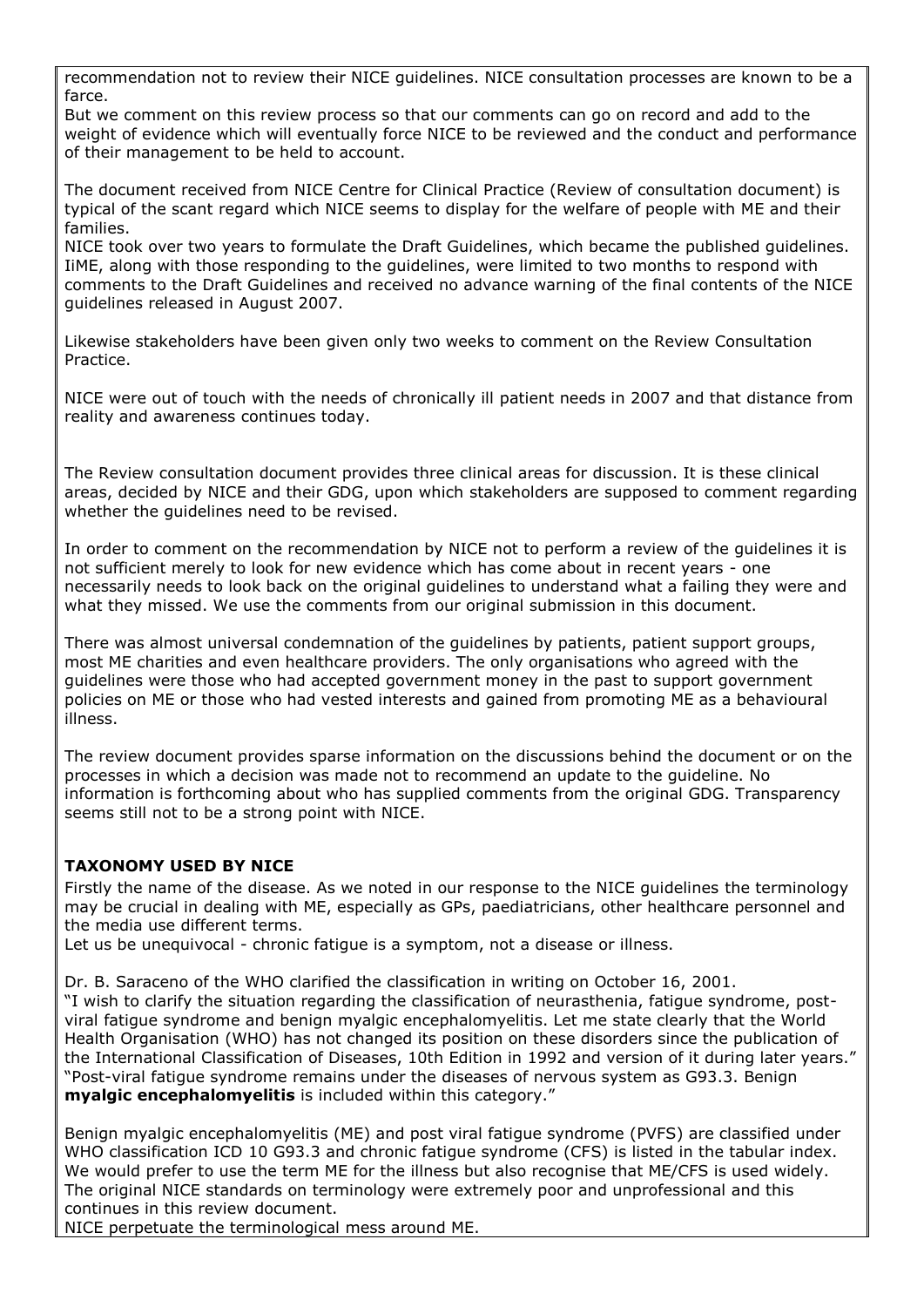recommendation not to review their NICE guidelines. NICE consultation processes are known to be a farce.
But we comment on this review process so that our comments can go on record and add to the weight of evidence which will eventually force NICE to be reviewed and the conduct and performance of their management to be held to account.

The document received from NICE Centre for Clinical Practice (Review of consultation document) is typical of the scant regard which NICE seems to display for the welfare of people with ME and their families.
NICE took over two years to formulate the Draft Guidelines, which became the published guidelines. IiME, along with those responding to the guidelines, were limited to two months to respond with comments to the Draft Guidelines and received no advance warning of the final contents of the NICE guidelines released in August 2007.

Likewise stakeholders have been given only two weeks to comment on the Review Consultation Practice.

NICE were out of touch with the needs of chronically ill patient needs in 2007 and that distance from reality and awareness continues today.

The Review consultation document provides three clinical areas for discussion. It is these clinical areas, decided by NICE and their GDG, upon which stakeholders are supposed to comment regarding whether the guidelines need to be revised.

In order to comment on the recommendation by NICE not to perform a review of the guidelines it is not sufficient merely to look for new evidence which has come about in recent years - one necessarily needs to look back on the original guidelines to understand what a failing they were and what they missed. We use the comments from our original submission in this document.

There was almost universal condemnation of the guidelines by patients, patient support groups, most ME charities and even healthcare providers. The only organisations who agreed with the guidelines were those who had accepted government money in the past to support government policies on ME or those who had vested interests and gained from promoting ME as a behavioural illness.

The review document provides sparse information on the discussions behind the document or on the processes in which a decision was made not to recommend an update to the guideline. No information is forthcoming about who has supplied comments from the original GDG. Transparency seems still not to be a strong point with NICE.

**TAXONOMY USED BY NICE**

Firstly the name of the disease. As we noted in our response to the NICE guidelines the terminology may be crucial in dealing with ME, especially as GPs, paediatricians, other healthcare personnel and the media use different terms.
Let us be unequivocal - chronic fatigue is a symptom, not a disease or illness.

Dr. B. Saraceno of the WHO clarified the classification in writing on October 16, 2001.
"I wish to clarify the situation regarding the classification of neurasthenia, fatigue syndrome, post-viral fatigue syndrome and benign myalgic encephalomyelitis. Let me state clearly that the World Health Organisation (WHO) has not changed its position on these disorders since the publication of the International Classification of Diseases, 10th Edition in 1992 and version of it during later years."
"Post-viral fatigue syndrome remains under the diseases of nervous system as G93.3. Benign **myalgic encephalomyelitis** is included within this category."

Benign myalgic encephalomyelitis (ME) and post viral fatigue syndrome (PVFS) are classified under WHO classification ICD 10 G93.3 and chronic fatigue syndrome (CFS) is listed in the tabular index. We would prefer to use the term ME for the illness but also recognise that ME/CFS is used widely. The original NICE standards on terminology were extremely poor and unprofessional and this continues in this review document.
NICE perpetuate the terminological mess around ME.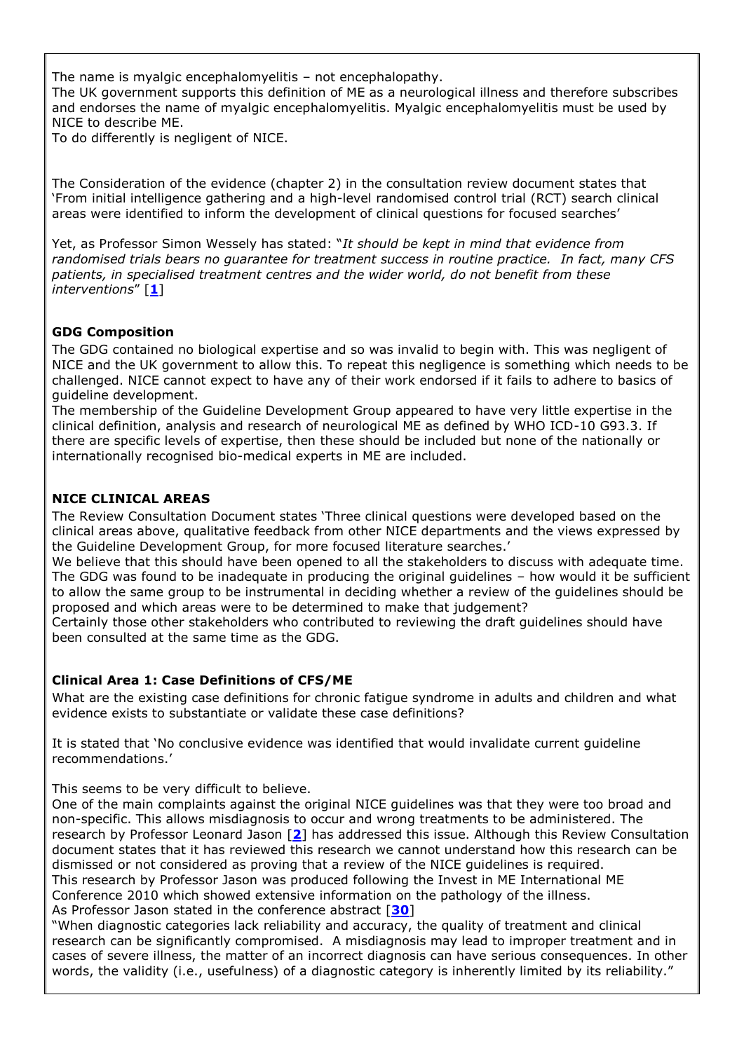The name is myalgic encephalomyelitis – not encephalopathy.
The UK government supports this definition of ME as a neurological illness and therefore subscribes and endorses the name of myalgic encephalomyelitis. Myalgic encephalomyelitis must be used by NICE to describe ME.
To do differently is negligent of NICE.

The Consideration of the evidence (chapter 2) in the consultation review document states that 'From initial intelligence gathering and a high-level randomised control trial (RCT) search clinical areas were identified to inform the development of clinical questions for focused searches'

Yet, as Professor Simon Wessely has stated: "*It should be kept in mind that evidence from randomised trials bears no guarantee for treatment success in routine practice. In fact, many CFS patients, in specialised treatment centres and the wider world, do not benefit from these interventions*" [**1**]

**GDG Composition**

The GDG contained no biological expertise and so was invalid to begin with. This was negligent of NICE and the UK government to allow this. To repeat this negligence is something which needs to be challenged. NICE cannot expect to have any of their work endorsed if it fails to adhere to basics of guideline development.
The membership of the Guideline Development Group appeared to have very little expertise in the clinical definition, analysis and research of neurological ME as defined by WHO ICD-10 G93.3. If there are specific levels of expertise, then these should be included but none of the nationally or internationally recognised bio-medical experts in ME are included.

**NICE CLINICAL AREAS**

The Review Consultation Document states 'Three clinical questions were developed based on the clinical areas above, qualitative feedback from other NICE departments and the views expressed by the Guideline Development Group, for more focused literature searches.'
We believe that this should have been opened to all the stakeholders to discuss with adequate time. The GDG was found to be inadequate in producing the original guidelines – how would it be sufficient to allow the same group to be instrumental in deciding whether a review of the guidelines should be proposed and which areas were to be determined to make that judgement?
Certainly those other stakeholders who contributed to reviewing the draft guidelines should have been consulted at the same time as the GDG.

**Clinical Area 1: Case Definitions of CFS/ME**

What are the existing case definitions for chronic fatigue syndrome in adults and children and what evidence exists to substantiate or validate these case definitions?

It is stated that 'No conclusive evidence was identified that would invalidate current guideline recommendations.'

This seems to be very difficult to believe.
One of the main complaints against the original NICE guidelines was that they were too broad and non-specific. This allows misdiagnosis to occur and wrong treatments to be administered. The research by Professor Leonard Jason [**2**] has addressed this issue. Although this Review Consultation document states that it has reviewed this research we cannot understand how this research can be dismissed or not considered as proving that a review of the NICE guidelines is required.
This research by Professor Jason was produced following the Invest in ME International ME Conference 2010 which showed extensive information on the pathology of the illness.
As Professor Jason stated in the conference abstract [**30**]
"When diagnostic categories lack reliability and accuracy, the quality of treatment and clinical research can be significantly compromised. A misdiagnosis may lead to improper treatment and in cases of severe illness, the matter of an incorrect diagnosis can have serious consequences. In other words, the validity (i.e., usefulness) of a diagnostic category is inherently limited by its reliability."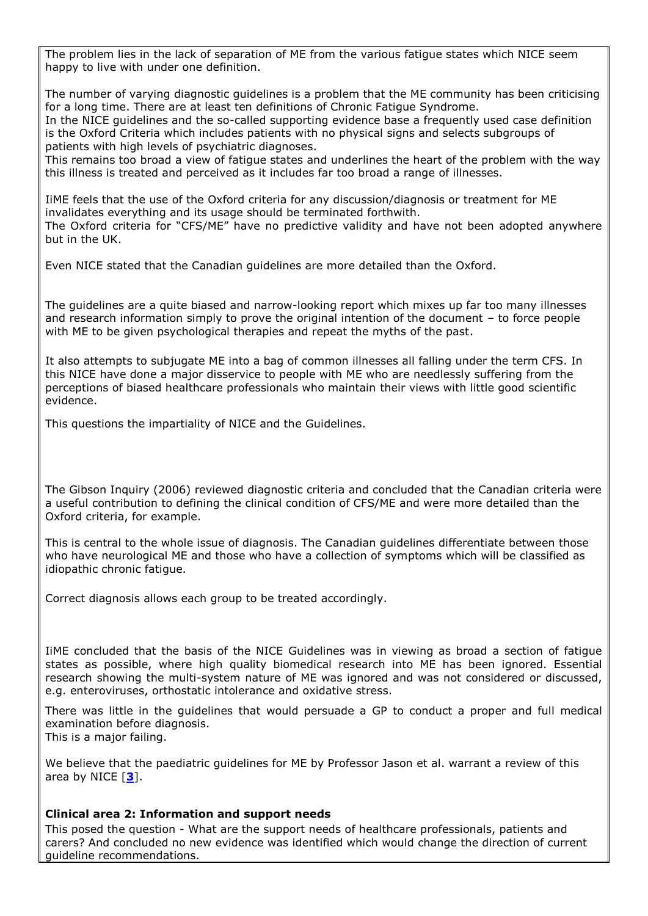The problem lies in the lack of separation of ME from the various fatigue states which NICE seem happy to live with under one definition.

The number of varying diagnostic guidelines is a problem that the ME community has been criticising for a long time. There are at least ten definitions of Chronic Fatigue Syndrome.
In the NICE guidelines and the so-called supporting evidence base a frequently used case definition is the Oxford Criteria which includes patients with no physical signs and selects subgroups of patients with high levels of psychiatric diagnoses.
This remains too broad a view of fatigue states and underlines the heart of the problem with the way this illness is treated and perceived as it includes far too broad a range of illnesses.

IiME feels that the use of the Oxford criteria for any discussion/diagnosis or treatment for ME invalidates everything and its usage should be terminated forthwith.
The Oxford criteria for "CFS/ME" have no predictive validity and have not been adopted anywhere but in the UK.

Even NICE stated that the Canadian guidelines are more detailed than the Oxford.

The guidelines are a quite biased and narrow-looking report which mixes up far too many illnesses and research information simply to prove the original intention of the document – to force people with ME to be given psychological therapies and repeat the myths of the past.

It also attempts to subjugate ME into a bag of common illnesses all falling under the term CFS. In this NICE have done a major disservice to people with ME who are needlessly suffering from the perceptions of biased healthcare professionals who maintain their views with little good scientific evidence.

This questions the impartiality of NICE and the Guidelines.

The Gibson Inquiry (2006) reviewed diagnostic criteria and concluded that the Canadian criteria were a useful contribution to defining the clinical condition of CFS/ME and were more detailed than the Oxford criteria, for example.

This is central to the whole issue of diagnosis. The Canadian guidelines differentiate between those who have neurological ME and those who have a collection of symptoms which will be classified as idiopathic chronic fatigue.

Correct diagnosis allows each group to be treated accordingly.

IiME concluded that the basis of the NICE Guidelines was in viewing as broad a section of fatigue states as possible, where high quality biomedical research into ME has been ignored. Essential research showing the multi-system nature of ME was ignored and was not considered or discussed, e.g. enteroviruses, orthostatic intolerance and oxidative stress.

There was little in the guidelines that would persuade a GP to conduct a proper and full medical examination before diagnosis.
This is a major failing.

We believe that the paediatric guidelines for ME by Professor Jason et al. warrant a review of this area by NICE [3].

**Clinical area 2: Information and support needs**

This posed the question - What are the support needs of healthcare professionals, patients and carers? And concluded no new evidence was identified which would change the direction of current guideline recommendations.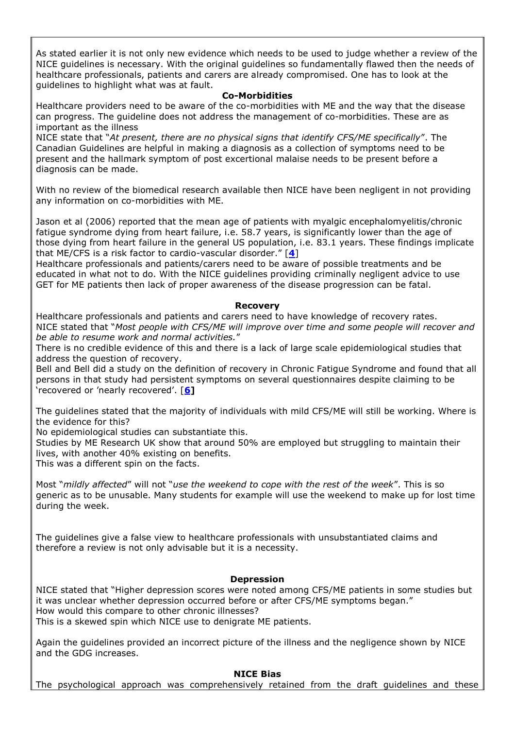As stated earlier it is not only new evidence which needs to be used to judge whether a review of the NICE guidelines is necessary. With the original guidelines so fundamentally flawed then the needs of healthcare professionals, patients and carers are already compromised. One has to look at the guidelines to highlight what was at fault.

**Co-Morbidities**

Healthcare providers need to be aware of the co-morbidities with ME and the way that the disease can progress. The guideline does not address the management of co-morbidities. These are as important as the illness

NICE state that "*At present, there are no physical signs that identify CFS/ME specifically*". The Canadian Guidelines are helpful in making a diagnosis as a collection of symptoms need to be present and the hallmark symptom of post excertional malaise needs to be present before a diagnosis can be made.

With no review of the biomedical research available then NICE have been negligent in not providing any information on co-morbidities with ME.

Jason et al (2006) reported that the mean age of patients with myalgic encephalomyelitis/chronic fatigue syndrome dying from heart failure, i.e. 58.7 years, is significantly lower than the age of those dying from heart failure in the general US population, i.e. 83.1 years. These findings implicate that ME/CFS is a risk factor to cardio-vascular disorder." [**4**]

Healthcare professionals and patients/carers need to be aware of possible treatments and be educated in what not to do. With the NICE guidelines providing criminally negligent advice to use GET for ME patients then lack of proper awareness of the disease progression can be fatal.

**Recovery**

Healthcare professionals and patients and carers need to have knowledge of recovery rates.

NICE stated that "*Most people with CFS/ME will improve over time and some people will recover and be able to resume work and normal activities.*"

There is no credible evidence of this and there is a lack of large scale epidemiological studies that address the question of recovery.

Bell and Bell did a study on the definition of recovery in Chronic Fatigue Syndrome and found that all persons in that study had persistent symptoms on several questionnaires despite claiming to be 'recovered or 'nearly recovered'. [**6**]

The guidelines stated that the majority of individuals with mild CFS/ME will still be working. Where is the evidence for this?

No epidemiological studies can substantiate this.

Studies by ME Research UK show that around 50% are employed but struggling to maintain their lives, with another 40% existing on benefits.

This was a different spin on the facts.

Most "*mildly affected*" will not "*use the weekend to cope with the rest of the week*". This is so generic as to be unusable. Many students for example will use the weekend to make up for lost time during the week.

The guidelines give a false view to healthcare professionals with unsubstantiated claims and therefore a review is not only advisable but it is a necessity.

**Depression**

NICE stated that "Higher depression scores were noted among CFS/ME patients in some studies but it was unclear whether depression occurred before or after CFS/ME symptoms began."

How would this compare to other chronic illnesses?

This is a skewed spin which NICE use to denigrate ME patients.

Again the guidelines provided an incorrect picture of the illness and the negligence shown by NICE and the GDG increases.

**NICE Bias**

The psychological approach was comprehensively retained from the draft guidelines and these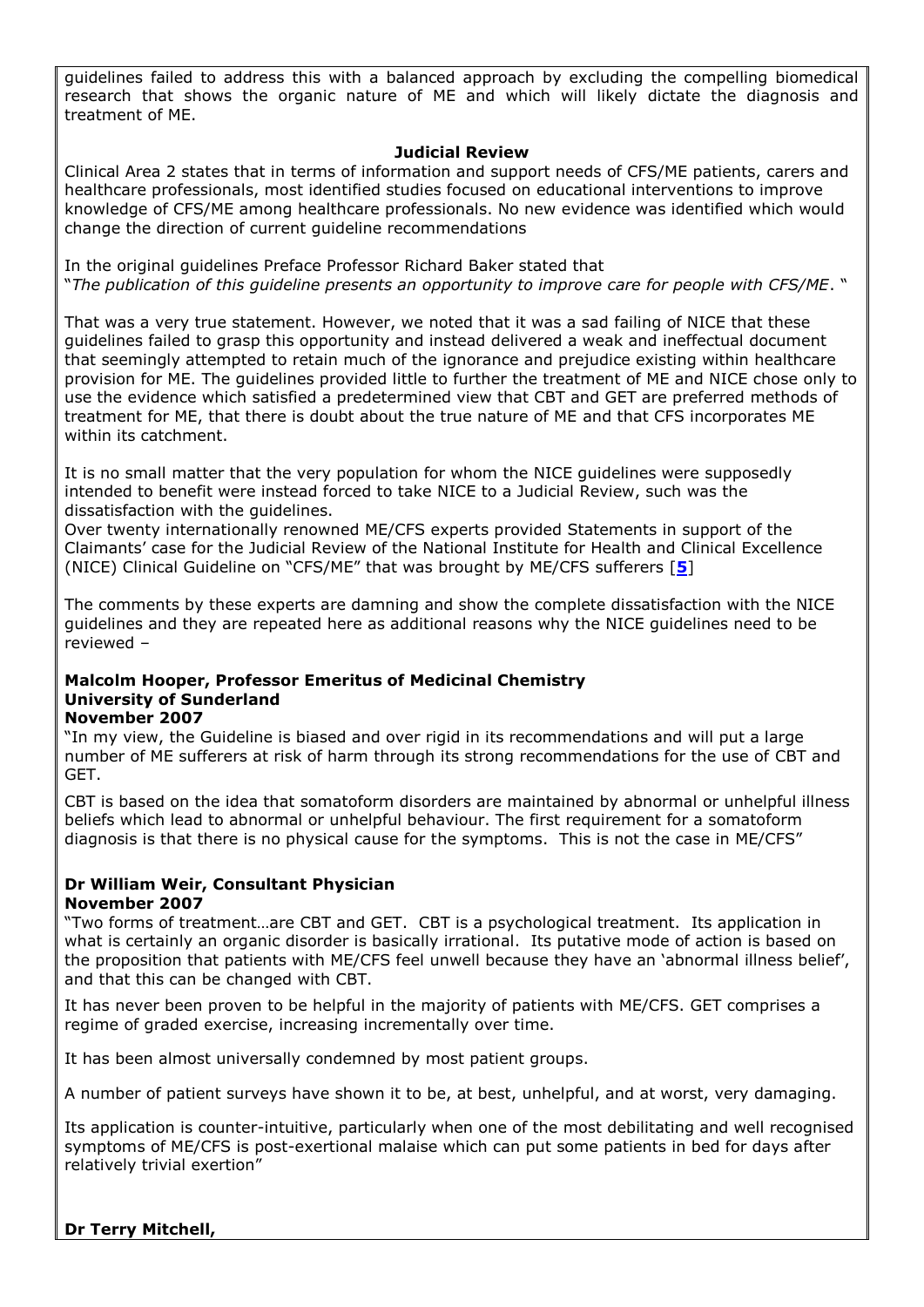guidelines failed to address this with a balanced approach by excluding the compelling biomedical research that shows the organic nature of ME and which will likely dictate the diagnosis and treatment of ME.

## Judicial Review

Clinical Area 2 states that in terms of information and support needs of CFS/ME patients, carers and healthcare professionals, most identified studies focused on educational interventions to improve knowledge of CFS/ME among healthcare professionals. No new evidence was identified which would change the direction of current guideline recommendations

In the original guidelines Preface Professor Richard Baker stated that "*The publication of this guideline presents an opportunity to improve care for people with CFS/ME*. "

That was a very true statement. However, we noted that it was a sad failing of NICE that these guidelines failed to grasp this opportunity and instead delivered a weak and ineffectual document that seemingly attempted to retain much of the ignorance and prejudice existing within healthcare provision for ME. The guidelines provided little to further the treatment of ME and NICE chose only to use the evidence which satisfied a predetermined view that CBT and GET are preferred methods of treatment for ME, that there is doubt about the true nature of ME and that CFS incorporates ME within its catchment.

It is no small matter that the very population for whom the NICE guidelines were supposedly intended to benefit were instead forced to take NICE to a Judicial Review, such was the dissatisfaction with the guidelines.

Over twenty internationally renowned ME/CFS experts provided Statements in support of the Claimants' case for the Judicial Review of the National Institute for Health and Clinical Excellence (NICE) Clinical Guideline on "CFS/ME" that was brought by ME/CFS sufferers [**5**]

The comments by these experts are damning and show the complete dissatisfaction with the NICE guidelines and they are repeated here as additional reasons why the NICE guidelines need to be reviewed –

**Malcolm Hooper, Professor Emeritus of Medicinal Chemistry**
**University of Sunderland**
**November 2007**

"In my view, the Guideline is biased and over rigid in its recommendations and will put a large number of ME sufferers at risk of harm through its strong recommendations for the use of CBT and GET.

CBT is based on the idea that somatoform disorders are maintained by abnormal or unhelpful illness beliefs which lead to abnormal or unhelpful behaviour. The first requirement for a somatoform diagnosis is that there is no physical cause for the symptoms. This is not the case in ME/CFS"

**Dr William Weir, Consultant Physician**
**November 2007**

"Two forms of treatment…are CBT and GET. CBT is a psychological treatment. Its application in what is certainly an organic disorder is basically irrational. Its putative mode of action is based on the proposition that patients with ME/CFS feel unwell because they have an 'abnormal illness belief', and that this can be changed with CBT.

It has never been proven to be helpful in the majority of patients with ME/CFS. GET comprises a regime of graded exercise, increasing incrementally over time.

It has been almost universally condemned by most patient groups.

A number of patient surveys have shown it to be, at best, unhelpful, and at worst, very damaging.

Its application is counter-intuitive, particularly when one of the most debilitating and well recognised symptoms of ME/CFS is post-exertional malaise which can put some patients in bed for days after relatively trivial exertion"

**Dr Terry Mitchell,**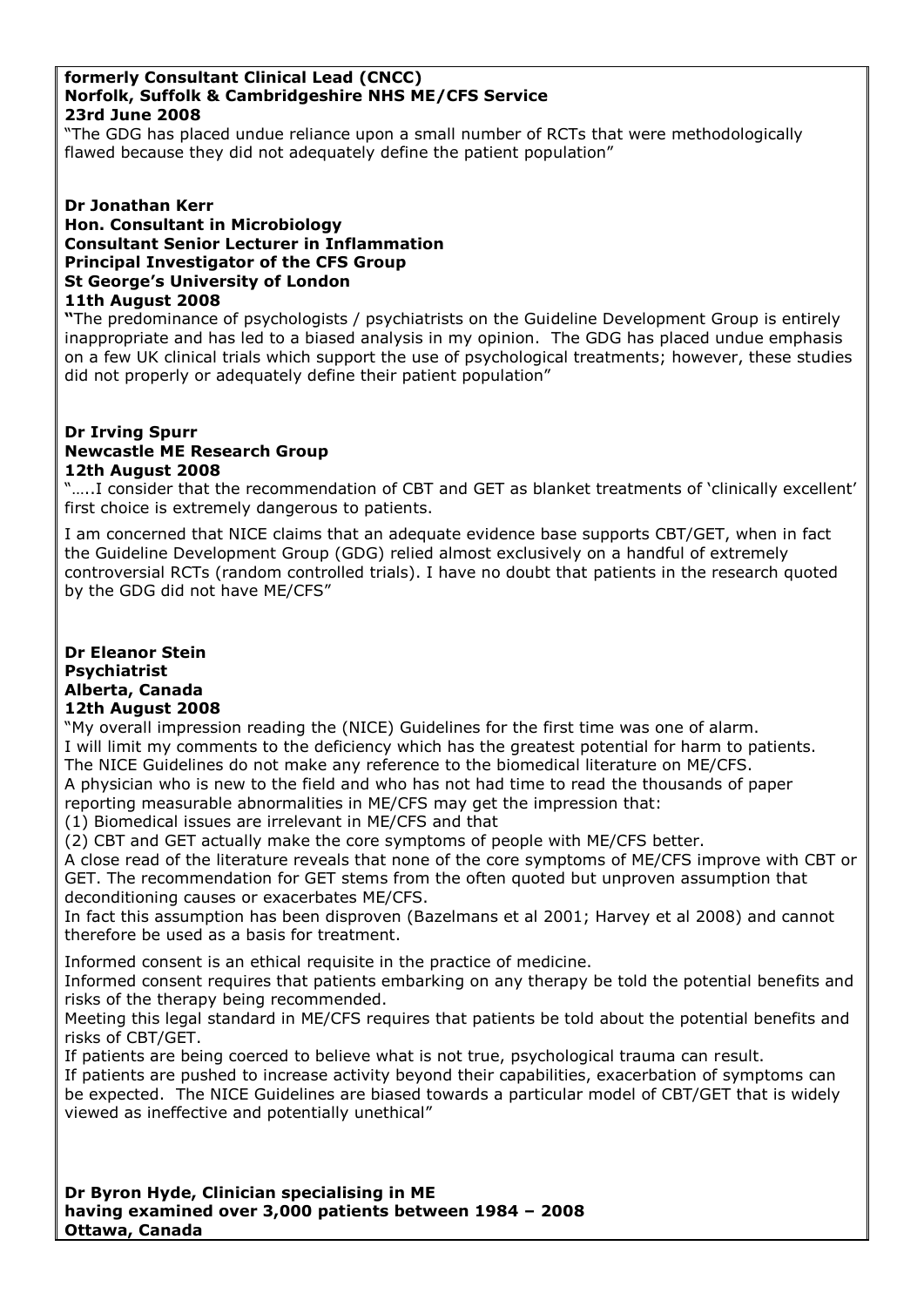**formerly Consultant Clinical Lead (CNCC)**
**Norfolk, Suffolk & Cambridgeshire NHS ME/CFS Service**
**23rd June 2008**

"The GDG has placed undue reliance upon a small number of RCTs that were methodologically flawed because they did not adequately define the patient population"

**Dr Jonathan Kerr**
**Hon. Consultant in Microbiology**
**Consultant Senior Lecturer in Inflammation**
**Principal Investigator of the CFS Group**
**St George's University of London**
**11th August 2008**

"The predominance of psychologists / psychiatrists on the Guideline Development Group is entirely inappropriate and has led to a biased analysis in my opinion. The GDG has placed undue emphasis on a few UK clinical trials which support the use of psychological treatments; however, these studies did not properly or adequately define their patient population"

**Dr Irving Spurr**
**Newcastle ME Research Group**
**12th August 2008**

"…..I consider that the recommendation of CBT and GET as blanket treatments of 'clinically excellent' first choice is extremely dangerous to patients.

I am concerned that NICE claims that an adequate evidence base supports CBT/GET, when in fact the Guideline Development Group (GDG) relied almost exclusively on a handful of extremely controversial RCTs (random controlled trials). I have no doubt that patients in the research quoted by the GDG did not have ME/CFS"

**Dr Eleanor Stein**
**Psychiatrist**
**Alberta, Canada**
**12th August 2008**

"My overall impression reading the (NICE) Guidelines for the first time was one of alarm.
I will limit my comments to the deficiency which has the greatest potential for harm to patients.
The NICE Guidelines do not make any reference to the biomedical literature on ME/CFS.
A physician who is new to the field and who has not had time to read the thousands of paper reporting measurable abnormalities in ME/CFS may get the impression that:
(1) Biomedical issues are irrelevant in ME/CFS and that
(2) CBT and GET actually make the core symptoms of people with ME/CFS better.
A close read of the literature reveals that none of the core symptoms of ME/CFS improve with CBT or GET. The recommendation for GET stems from the often quoted but unproven assumption that deconditioning causes or exacerbates ME/CFS.
In fact this assumption has been disproven (Bazelmans et al 2001; Harvey et al 2008) and cannot therefore be used as a basis for treatment.

Informed consent is an ethical requisite in the practice of medicine.
Informed consent requires that patients embarking on any therapy be told the potential benefits and risks of the therapy being recommended.
Meeting this legal standard in ME/CFS requires that patients be told about the potential benefits and risks of CBT/GET.
If patients are being coerced to believe what is not true, psychological trauma can result.
If patients are pushed to increase activity beyond their capabilities, exacerbation of symptoms can be expected. The NICE Guidelines are biased towards a particular model of CBT/GET that is widely viewed as ineffective and potentially unethical"

**Dr Byron Hyde, Clinician specialising in ME**
**having examined over 3,000 patients between 1984 – 2008**
**Ottawa, Canada**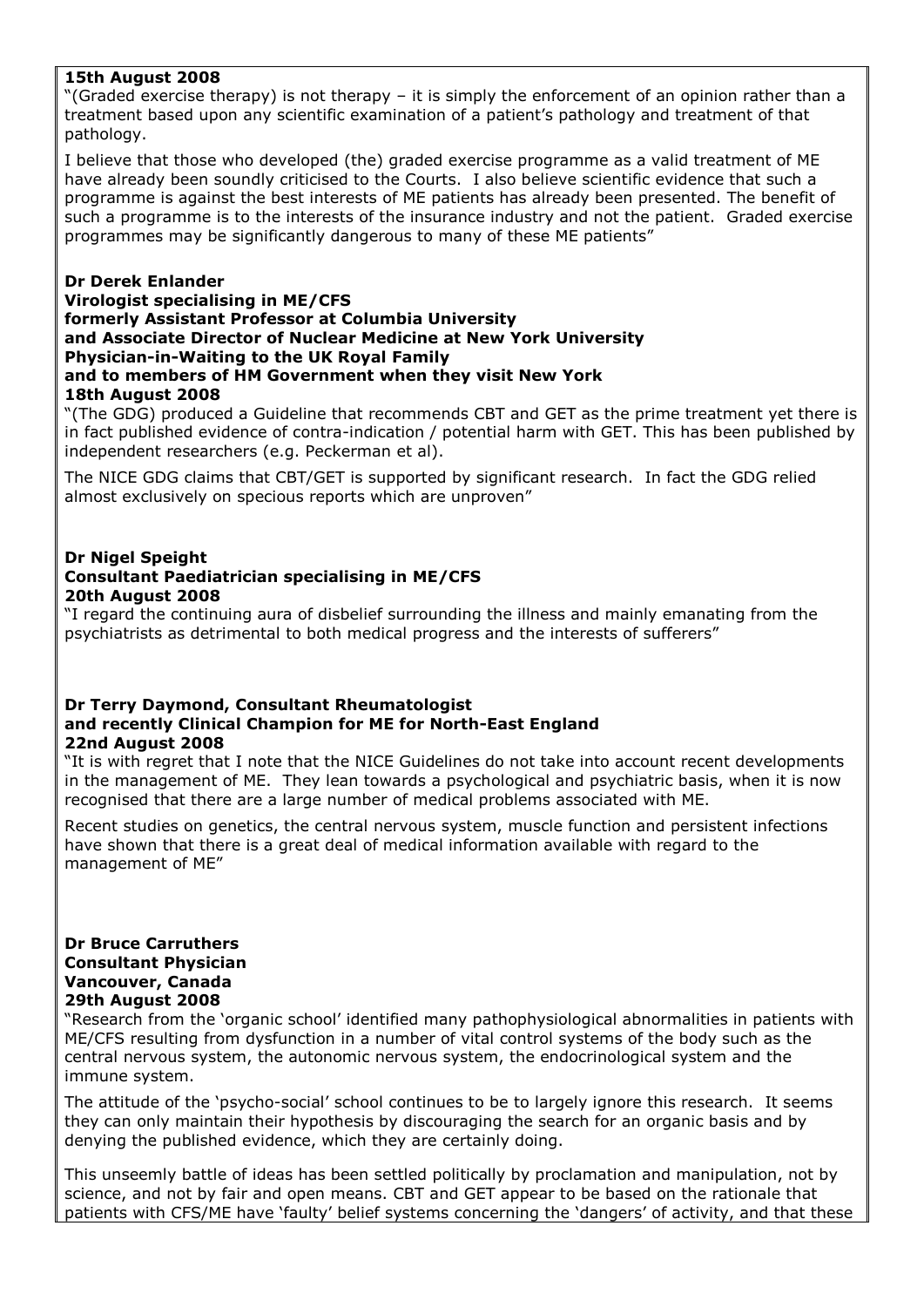**15th August 2008**

"(Graded exercise therapy) is not therapy – it is simply the enforcement of an opinion rather than a treatment based upon any scientific examination of a patient's pathology and treatment of that pathology.

I believe that those who developed (the) graded exercise programme as a valid treatment of ME have already been soundly criticised to the Courts. I also believe scientific evidence that such a programme is against the best interests of ME patients has already been presented. The benefit of such a programme is to the interests of the insurance industry and not the patient. Graded exercise programmes may be significantly dangerous to many of these ME patients"

**Dr Derek Enlander**
**Virologist specialising in ME/CFS**
**formerly Assistant Professor at Columbia University**
**and Associate Director of Nuclear Medicine at New York University**
**Physician-in-Waiting to the UK Royal Family**
**and to members of HM Government when they visit New York**
**18th August 2008**

"(The GDG) produced a Guideline that recommends CBT and GET as the prime treatment yet there is in fact published evidence of contra-indication / potential harm with GET. This has been published by independent researchers (e.g. Peckerman et al).

The NICE GDG claims that CBT/GET is supported by significant research. In fact the GDG relied almost exclusively on specious reports which are unproven"

**Dr Nigel Speight**
**Consultant Paediatrician specialising in ME/CFS**
**20th August 2008**

"I regard the continuing aura of disbelief surrounding the illness and mainly emanating from the psychiatrists as detrimental to both medical progress and the interests of sufferers"

**Dr Terry Daymond, Consultant Rheumatologist**
**and recently Clinical Champion for ME for North-East England**
**22nd August 2008**

"It is with regret that I note that the NICE Guidelines do not take into account recent developments in the management of ME. They lean towards a psychological and psychiatric basis, when it is now recognised that there are a large number of medical problems associated with ME.

Recent studies on genetics, the central nervous system, muscle function and persistent infections have shown that there is a great deal of medical information available with regard to the management of ME"

**Dr Bruce Carruthers**
**Consultant Physician**
**Vancouver, Canada**
**29th August 2008**

"Research from the 'organic school' identified many pathophysiological abnormalities in patients with ME/CFS resulting from dysfunction in a number of vital control systems of the body such as the central nervous system, the autonomic nervous system, the endocrinological system and the immune system.

The attitude of the 'psycho-social' school continues to be to largely ignore this research. It seems they can only maintain their hypothesis by discouraging the search for an organic basis and by denying the published evidence, which they are certainly doing.

This unseemly battle of ideas has been settled politically by proclamation and manipulation, not by science, and not by fair and open means. CBT and GET appear to be based on the rationale that patients with CFS/ME have 'faulty' belief systems concerning the 'dangers' of activity, and that these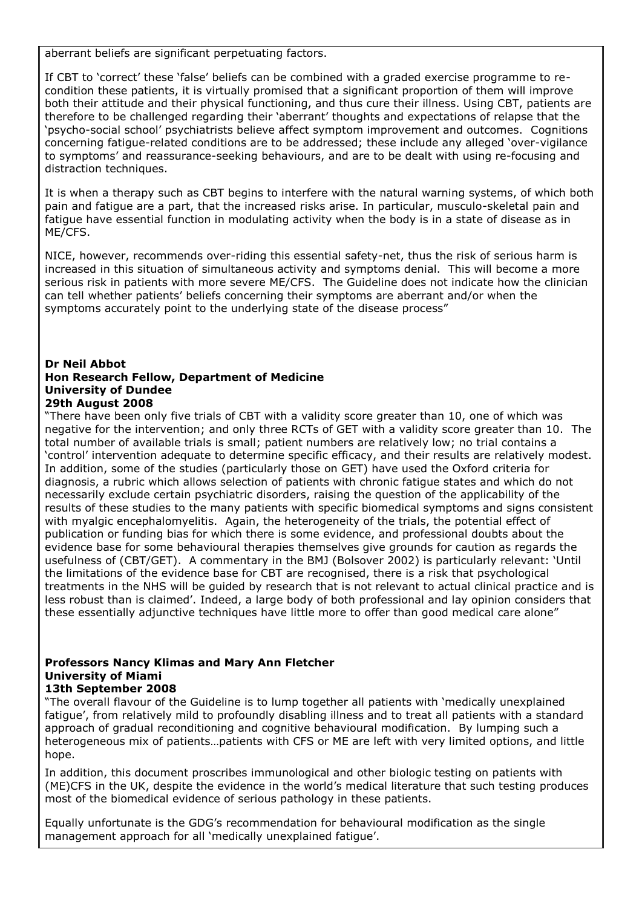aberrant beliefs are significant perpetuating factors.

If CBT to 'correct' these 'false' beliefs can be combined with a graded exercise programme to re-condition these patients, it is virtually promised that a significant proportion of them will improve both their attitude and their physical functioning, and thus cure their illness. Using CBT, patients are therefore to be challenged regarding their 'aberrant' thoughts and expectations of relapse that the 'psycho-social school' psychiatrists believe affect symptom improvement and outcomes. Cognitions concerning fatigue-related conditions are to be addressed; these include any alleged 'over-vigilance to symptoms' and reassurance-seeking behaviours, and are to be dealt with using re-focusing and distraction techniques.

It is when a therapy such as CBT begins to interfere with the natural warning systems, of which both pain and fatigue are a part, that the increased risks arise. In particular, musculo-skeletal pain and fatigue have essential function in modulating activity when the body is in a state of disease as in ME/CFS.

NICE, however, recommends over-riding this essential safety-net, thus the risk of serious harm is increased in this situation of simultaneous activity and symptoms denial. This will become a more serious risk in patients with more severe ME/CFS. The Guideline does not indicate how the clinician can tell whether patients' beliefs concerning their symptoms are aberrant and/or when the symptoms accurately point to the underlying state of the disease process"

**Dr Neil Abbot**
**Hon Research Fellow, Department of Medicine**
**University of Dundee**
**29th August 2008**

"There have been only five trials of CBT with a validity score greater than 10, one of which was negative for the intervention; and only three RCTs of GET with a validity score greater than 10. The total number of available trials is small; patient numbers are relatively low; no trial contains a 'control' intervention adequate to determine specific efficacy, and their results are relatively modest. In addition, some of the studies (particularly those on GET) have used the Oxford criteria for diagnosis, a rubric which allows selection of patients with chronic fatigue states and which do not necessarily exclude certain psychiatric disorders, raising the question of the applicability of the results of these studies to the many patients with specific biomedical symptoms and signs consistent with myalgic encephalomyelitis. Again, the heterogeneity of the trials, the potential effect of publication or funding bias for which there is some evidence, and professional doubts about the evidence base for some behavioural therapies themselves give grounds for caution as regards the usefulness of (CBT/GET). A commentary in the BMJ (Bolsover 2002) is particularly relevant: 'Until the limitations of the evidence base for CBT are recognised, there is a risk that psychological treatments in the NHS will be guided by research that is not relevant to actual clinical practice and is less robust than is claimed'. Indeed, a large body of both professional and lay opinion considers that these essentially adjunctive techniques have little more to offer than good medical care alone"

**Professors Nancy Klimas and Mary Ann Fletcher**
**University of Miami**
**13th September 2008**

"The overall flavour of the Guideline is to lump together all patients with 'medically unexplained fatigue', from relatively mild to profoundly disabling illness and to treat all patients with a standard approach of gradual reconditioning and cognitive behavioural modification. By lumping such a heterogeneous mix of patients…patients with CFS or ME are left with very limited options, and little hope.

In addition, this document proscribes immunological and other biologic testing on patients with (ME)CFS in the UK, despite the evidence in the world's medical literature that such testing produces most of the biomedical evidence of serious pathology in these patients.

Equally unfortunate is the GDG's recommendation for behavioural modification as the single management approach for all 'medically unexplained fatigue'.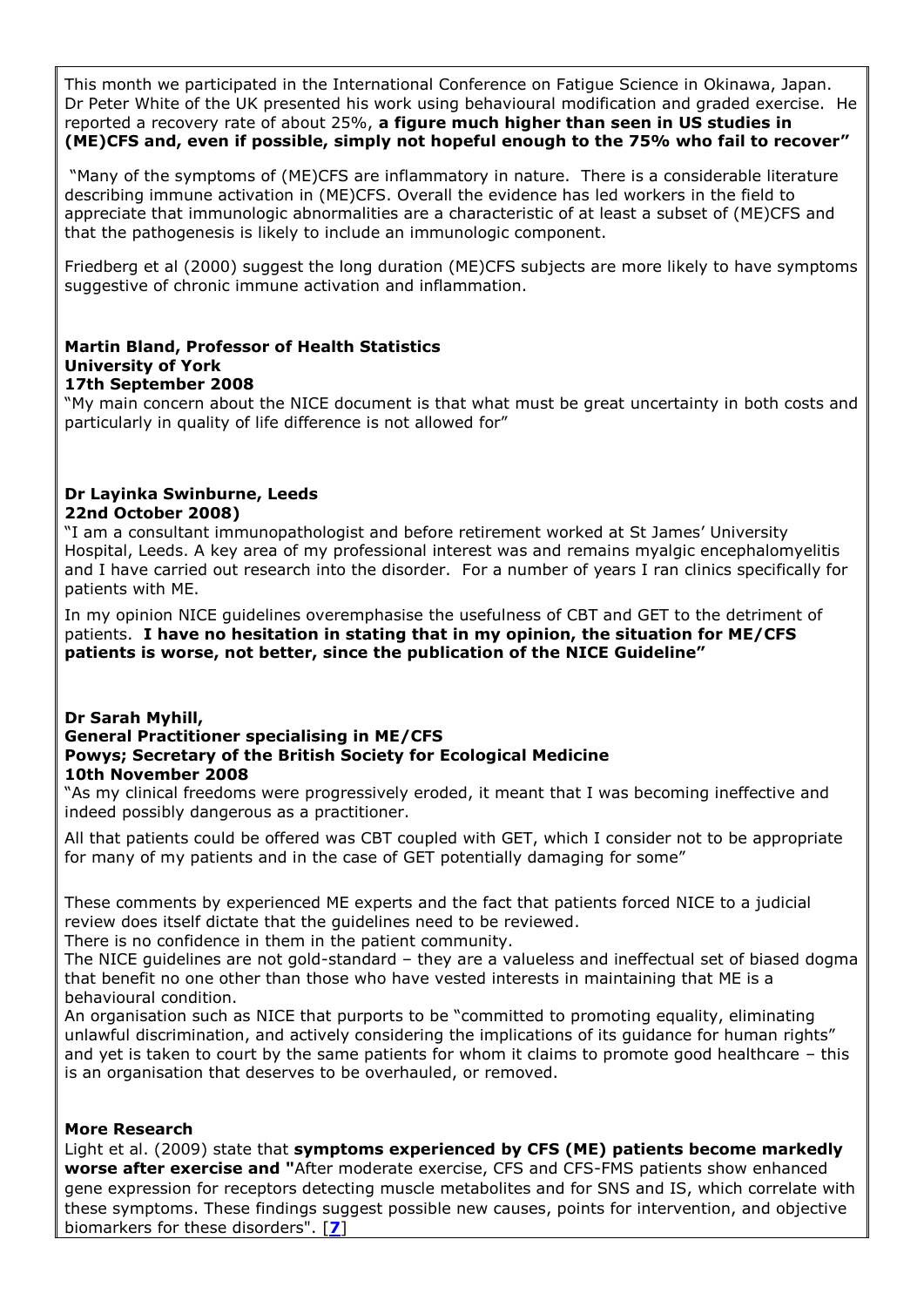This month we participated in the International Conference on Fatigue Science in Okinawa, Japan. Dr Peter White of the UK presented his work using behavioural modification and graded exercise. He reported a recovery rate of about 25%, **a figure much higher than seen in US studies in (ME)CFS and, even if possible, simply not hopeful enough to the 75% who fail to recover"**

"Many of the symptoms of (ME)CFS are inflammatory in nature. There is a considerable literature describing immune activation in (ME)CFS. Overall the evidence has led workers in the field to appreciate that immunologic abnormalities are a characteristic of at least a subset of (ME)CFS and that the pathogenesis is likely to include an immunologic component.

Friedberg et al (2000) suggest the long duration (ME)CFS subjects are more likely to have symptoms suggestive of chronic immune activation and inflammation.

**Martin Bland, Professor of Health Statistics**
**University of York**
**17th September 2008**

"My main concern about the NICE document is that what must be great uncertainty in both costs and particularly in quality of life difference is not allowed for"

**Dr Layinka Swinburne, Leeds**
**22nd October 2008)**

"I am a consultant immunopathologist and before retirement worked at St James' University Hospital, Leeds. A key area of my professional interest was and remains myalgic encephalomyelitis and I have carried out research into the disorder. For a number of years I ran clinics specifically for patients with ME.

In my opinion NICE guidelines overemphasise the usefulness of CBT and GET to the detriment of patients. **I have no hesitation in stating that in my opinion, the situation for ME/CFS patients is worse, not better, since the publication of the NICE Guideline"**

**Dr Sarah Myhill,**
**General Practitioner specialising in ME/CFS**
**Powys; Secretary of the British Society for Ecological Medicine**
**10th November 2008**

"As my clinical freedoms were progressively eroded, it meant that I was becoming ineffective and indeed possibly dangerous as a practitioner.

All that patients could be offered was CBT coupled with GET, which I consider not to be appropriate for many of my patients and in the case of GET potentially damaging for some"

These comments by experienced ME experts and the fact that patients forced NICE to a judicial review does itself dictate that the guidelines need to be reviewed.
There is no confidence in them in the patient community.
The NICE guidelines are not gold-standard – they are a valueless and ineffectual set of biased dogma that benefit no one other than those who have vested interests in maintaining that ME is a behavioural condition.
An organisation such as NICE that purports to be "committed to promoting equality, eliminating unlawful discrimination, and actively considering the implications of its guidance for human rights" and yet is taken to court by the same patients for whom it claims to promote good healthcare – this is an organisation that deserves to be overhauled, or removed.

**More Research**

Light et al. (2009) state that **symptoms experienced by CFS (ME) patients become markedly worse after exercise and "**After moderate exercise, CFS and CFS-FMS patients show enhanced gene expression for receptors detecting muscle metabolites and for SNS and IS, which correlate with these symptoms. These findings suggest possible new causes, points for intervention, and objective biomarkers for these disorders". [**7**]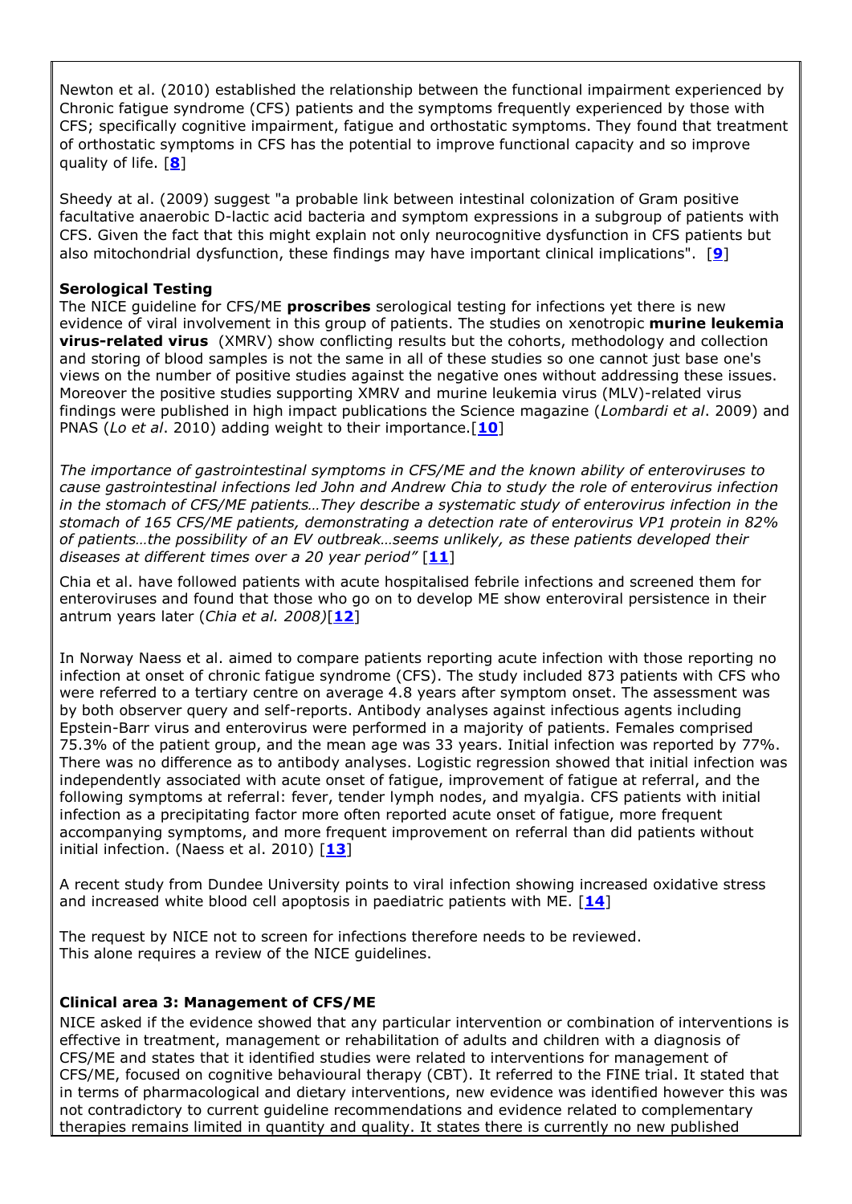Newton et al. (2010) established the relationship between the functional impairment experienced by Chronic fatigue syndrome (CFS) patients and the symptoms frequently experienced by those with CFS; specifically cognitive impairment, fatigue and orthostatic symptoms. They found that treatment of orthostatic symptoms in CFS has the potential to improve functional capacity and so improve quality of life. [**8**]

Sheedy at al. (2009) suggest "a probable link between intestinal colonization of Gram positive facultative anaerobic D-lactic acid bacteria and symptom expressions in a subgroup of patients with CFS. Given the fact that this might explain not only neurocognitive dysfunction in CFS patients but also mitochondrial dysfunction, these findings may have important clinical implications". [**9**]

**Serological Testing**

The NICE guideline for CFS/ME **proscribes** serological testing for infections yet there is new evidence of viral involvement in this group of patients. The studies on xenotropic **murine leukemia virus-related virus** (XMRV) show conflicting results but the cohorts, methodology and collection and storing of blood samples is not the same in all of these studies so one cannot just base one's views on the number of positive studies against the negative ones without addressing these issues. Moreover the positive studies supporting XMRV and murine leukemia virus (MLV)-related virus findings were published in high impact publications the Science magazine (*Lombardi et al*. 2009) and PNAS (*Lo et al*. 2010) adding weight to their importance.[**10**]

*The importance of gastrointestinal symptoms in CFS/ME and the known ability of enteroviruses to cause gastrointestinal infections led John and Andrew Chia to study the role of enterovirus infection in the stomach of CFS/ME patients…They describe a systematic study of enterovirus infection in the stomach of 165 CFS/ME patients, demonstrating a detection rate of enterovirus VP1 protein in 82% of patients…the possibility of an EV outbreak…seems unlikely, as these patients developed their diseases at different times over a 20 year period"* [**11**]

Chia et al. have followed patients with acute hospitalised febrile infections and screened them for enteroviruses and found that those who go on to develop ME show enteroviral persistence in their antrum years later (*Chia et al. 2008)*[**12**]

In Norway Naess et al. aimed to compare patients reporting acute infection with those reporting no infection at onset of chronic fatigue syndrome (CFS). The study included 873 patients with CFS who were referred to a tertiary centre on average 4.8 years after symptom onset. The assessment was by both observer query and self-reports. Antibody analyses against infectious agents including Epstein-Barr virus and enterovirus were performed in a majority of patients. Females comprised 75.3% of the patient group, and the mean age was 33 years. Initial infection was reported by 77%. There was no difference as to antibody analyses. Logistic regression showed that initial infection was independently associated with acute onset of fatigue, improvement of fatigue at referral, and the following symptoms at referral: fever, tender lymph nodes, and myalgia. CFS patients with initial infection as a precipitating factor more often reported acute onset of fatigue, more frequent accompanying symptoms, and more frequent improvement on referral than did patients without initial infection. (Naess et al. 2010) [**13**]

A recent study from Dundee University points to viral infection showing increased oxidative stress and increased white blood cell apoptosis in paediatric patients with ME. [**14**]

The request by NICE not to screen for infections therefore needs to be reviewed.
This alone requires a review of the NICE guidelines.

**Clinical area 3: Management of CFS/ME**

NICE asked if the evidence showed that any particular intervention or combination of interventions is effective in treatment, management or rehabilitation of adults and children with a diagnosis of CFS/ME and states that it identified studies were related to interventions for management of CFS/ME, focused on cognitive behavioural therapy (CBT). It referred to the FINE trial. It stated that in terms of pharmacological and dietary interventions, new evidence was identified however this was not contradictory to current guideline recommendations and evidence related to complementary therapies remains limited in quantity and quality. It states there is currently no new published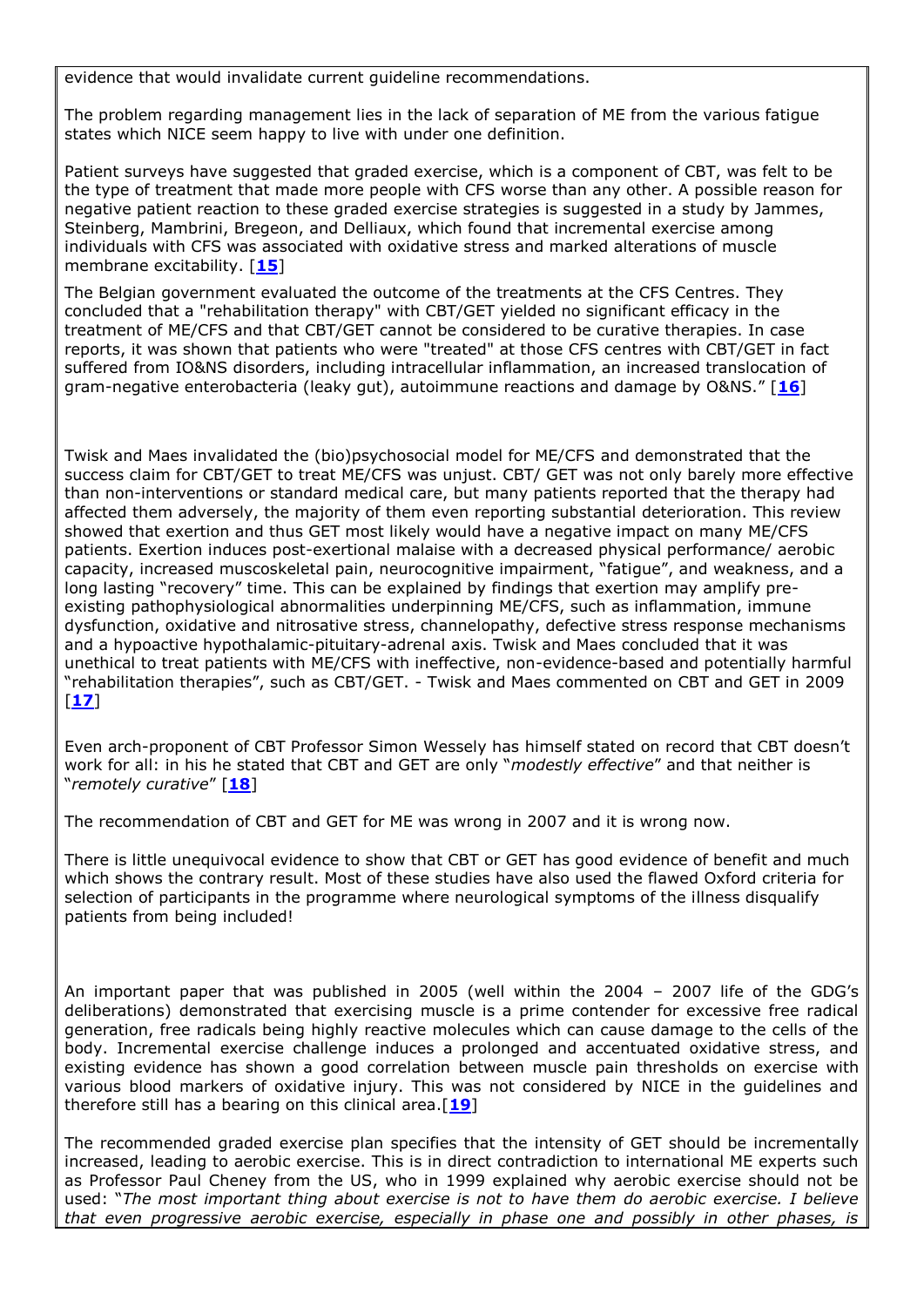evidence that would invalidate current guideline recommendations.

The problem regarding management lies in the lack of separation of ME from the various fatigue states which NICE seem happy to live with under one definition.

Patient surveys have suggested that graded exercise, which is a component of CBT, was felt to be the type of treatment that made more people with CFS worse than any other. A possible reason for negative patient reaction to these graded exercise strategies is suggested in a study by Jammes, Steinberg, Mambrini, Bregeon, and Delliaux, which found that incremental exercise among individuals with CFS was associated with oxidative stress and marked alterations of muscle membrane excitability. [**15**]

The Belgian government evaluated the outcome of the treatments at the CFS Centres. They concluded that a "rehabilitation therapy" with CBT/GET yielded no significant efficacy in the treatment of ME/CFS and that CBT/GET cannot be considered to be curative therapies. In case reports, it was shown that patients who were "treated" at those CFS centres with CBT/GET in fact suffered from IO&NS disorders, including intracellular inflammation, an increased translocation of gram-negative enterobacteria (leaky gut), autoimmune reactions and damage by O&NS." [**16**]

Twisk and Maes invalidated the (bio)psychosocial model for ME/CFS and demonstrated that the success claim for CBT/GET to treat ME/CFS was unjust. CBT/ GET was not only barely more effective than non-interventions or standard medical care, but many patients reported that the therapy had affected them adversely, the majority of them even reporting substantial deterioration. This review showed that exertion and thus GET most likely would have a negative impact on many ME/CFS patients. Exertion induces post-exertional malaise with a decreased physical performance/ aerobic capacity, increased muscoskeletal pain, neurocognitive impairment, "fatigue", and weakness, and a long lasting "recovery" time. This can be explained by findings that exertion may amplify pre-existing pathophysiological abnormalities underpinning ME/CFS, such as inflammation, immune dysfunction, oxidative and nitrosative stress, channelopathy, defective stress response mechanisms and a hypoactive hypothalamic-pituitary-adrenal axis. Twisk and Maes concluded that it was unethical to treat patients with ME/CFS with ineffective, non-evidence-based and potentially harmful "rehabilitation therapies", such as CBT/GET. - Twisk and Maes commented on CBT and GET in 2009 [**17**]

Even arch-proponent of CBT Professor Simon Wessely has himself stated on record that CBT doesn't work for all: in his he stated that CBT and GET are only "*modestly effective*" and that neither is "*remotely curative*" [**18**]

The recommendation of CBT and GET for ME was wrong in 2007 and it is wrong now.

There is little unequivocal evidence to show that CBT or GET has good evidence of benefit and much which shows the contrary result. Most of these studies have also used the flawed Oxford criteria for selection of participants in the programme where neurological symptoms of the illness disqualify patients from being included!

An important paper that was published in 2005 (well within the 2004 – 2007 life of the GDG's deliberations) demonstrated that exercising muscle is a prime contender for excessive free radical generation, free radicals being highly reactive molecules which can cause damage to the cells of the body. Incremental exercise challenge induces a prolonged and accentuated oxidative stress, and existing evidence has shown a good correlation between muscle pain thresholds on exercise with various blood markers of oxidative injury. This was not considered by NICE in the guidelines and therefore still has a bearing on this clinical area.[**19**]

The recommended graded exercise plan specifies that the intensity of GET should be incrementally increased, leading to aerobic exercise. This is in direct contradiction to international ME experts such as Professor Paul Cheney from the US, who in 1999 explained why aerobic exercise should not be used: "*The most important thing about exercise is not to have them do aerobic exercise. I believe that even progressive aerobic exercise, especially in phase one and possibly in other phases, is*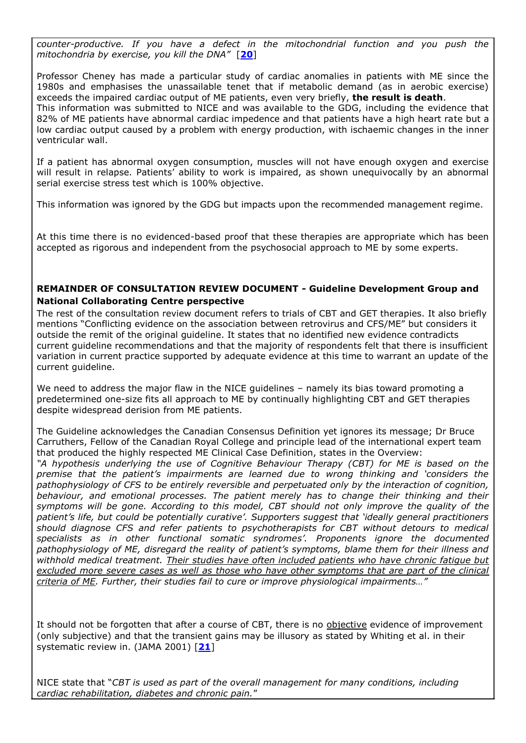*counter-productive. If you have a defect in the mitochondrial function and you push the mitochondria by exercise, you kill the DNA"* [**20**]

Professor Cheney has made a particular study of cardiac anomalies in patients with ME since the 1980s and emphasises the unassailable tenet that if metabolic demand (as in aerobic exercise) exceeds the impaired cardiac output of ME patients, even very briefly, **the result is death**.
This information was submitted to NICE and was available to the GDG, including the evidence that 82% of ME patients have abnormal cardiac impedence and that patients have a high heart rate but a low cardiac output caused by a problem with energy production, with ischaemic changes in the inner ventricular wall.

If a patient has abnormal oxygen consumption, muscles will not have enough oxygen and exercise will result in relapse. Patients' ability to work is impaired, as shown unequivocally by an abnormal serial exercise stress test which is 100% objective.

This information was ignored by the GDG but impacts upon the recommended management regime.

At this time there is no evidenced-based proof that these therapies are appropriate which has been accepted as rigorous and independent from the psychosocial approach to ME by some experts.

**REMAINDER OF CONSULTATION REVIEW DOCUMENT - Guideline Development Group and National Collaborating Centre perspective**

The rest of the consultation review document refers to trials of CBT and GET therapies. It also briefly mentions "Conflicting evidence on the association between retrovirus and CFS/ME" but considers it outside the remit of the original guideline. It states that no identified new evidence contradicts current guideline recommendations and that the majority of respondents felt that there is insufficient variation in current practice supported by adequate evidence at this time to warrant an update of the current guideline.

We need to address the major flaw in the NICE guidelines – namely its bias toward promoting a predetermined one-size fits all approach to ME by continually highlighting CBT and GET therapies despite widespread derision from ME patients.

The Guideline acknowledges the Canadian Consensus Definition yet ignores its message; Dr Bruce Carruthers, Fellow of the Canadian Royal College and principle lead of the international expert team that produced the highly respected ME Clinical Case Definition, states in the Overview:
*"A hypothesis underlying the use of Cognitive Behaviour Therapy (CBT) for ME is based on the premise that the patient's impairments are learned due to wrong thinking and 'considers the pathophysiology of CFS to be entirely reversible and perpetuated only by the interaction of cognition, behaviour, and emotional processes. The patient merely has to change their thinking and their symptoms will be gone. According to this model, CBT should not only improve the quality of the patient's life, but could be potentially curative'. Supporters suggest that 'ideally general practitioners should diagnose CFS and refer patients to psychotherapists for CBT without detours to medical specialists as in other functional somatic syndromes'. Proponents ignore the documented pathophysiology of ME, disregard the reality of patient's symptoms, blame them for their illness and withhold medical treatment. <u>Their studies have often included patients who have chronic fatigue but excluded more severe cases as well as those who have other symptoms that are part of the clinical criteria of ME</u>. Further, their studies fail to cure or improve physiological impairments…"*

It should not be forgotten that after a course of CBT, there is no <u>objective</u> evidence of improvement (only subjective) and that the transient gains may be illusory as stated by Whiting et al. in their systematic review in. (JAMA 2001) [**21**]

NICE state that "*CBT is used as part of the overall management for many conditions, including cardiac rehabilitation, diabetes and chronic pain.*"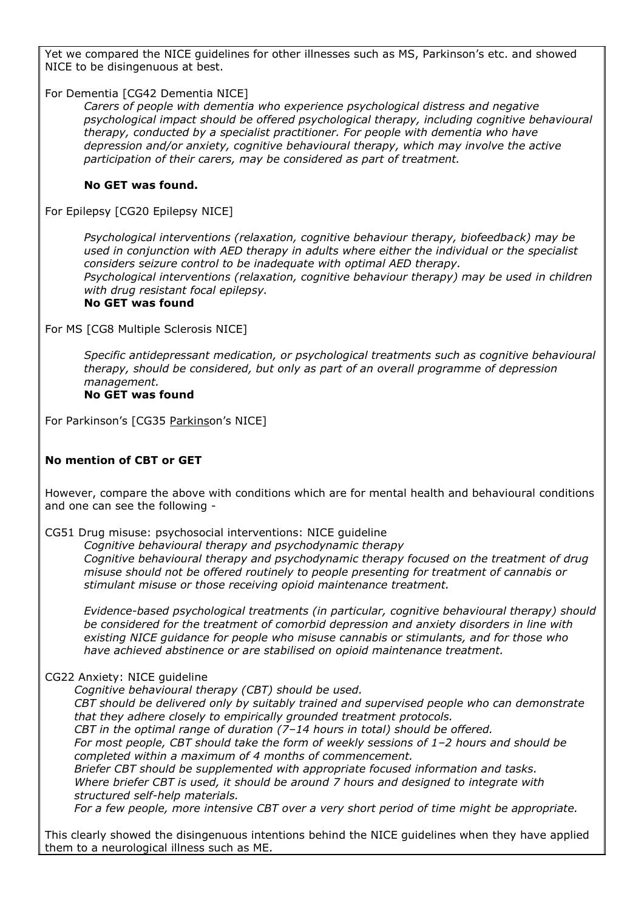Yet we compared the NICE guidelines for other illnesses such as MS, Parkinson's etc. and showed NICE to be disingenuous at best.

For Dementia [CG42 Dementia NICE]

> *Carers of people with dementia who experience psychological distress and negative psychological impact should be offered psychological therapy, including cognitive behavioural therapy, conducted by a specialist practitioner. For people with dementia who have depression and/or anxiety, cognitive behavioural therapy, which may involve the active participation of their carers, may be considered as part of treatment.*
>
> **No GET was found.**

For Epilepsy [CG20 Epilepsy NICE]

> *Psychological interventions (relaxation, cognitive behaviour therapy, biofeedback) may be used in conjunction with AED therapy in adults where either the individual or the specialist considers seizure control to be inadequate with optimal AED therapy.*
> *Psychological interventions (relaxation, cognitive behaviour therapy) may be used in children with drug resistant focal epilepsy.*
> **No GET was found**

For MS [CG8 Multiple Sclerosis NICE]

> *Specific antidepressant medication, or psychological treatments such as cognitive behavioural therapy, should be considered, but only as part of an overall programme of depression management.*
> **No GET was found**

For Parkinson's [CG35 Parkinson's NICE]

**No mention of CBT or GET**

However, compare the above with conditions which are for mental health and behavioural conditions and one can see the following -

CG51 Drug misuse: psychosocial interventions: NICE guideline

> *Cognitive behavioural therapy and psychodynamic therapy*
> *Cognitive behavioural therapy and psychodynamic therapy focused on the treatment of drug misuse should not be offered routinely to people presenting for treatment of cannabis or stimulant misuse or those receiving opioid maintenance treatment.*
>
> *Evidence-based psychological treatments (in particular, cognitive behavioural therapy) should be considered for the treatment of comorbid depression and anxiety disorders in line with existing NICE guidance for people who misuse cannabis or stimulants, and for those who have achieved abstinence or are stabilised on opioid maintenance treatment.*

CG22 Anxiety: NICE guideline

> *Cognitive behavioural therapy (CBT) should be used.*
> *CBT should be delivered only by suitably trained and supervised people who can demonstrate that they adhere closely to empirically grounded treatment protocols.*
> *CBT in the optimal range of duration (7–14 hours in total) should be offered.*
> *For most people, CBT should take the form of weekly sessions of 1–2 hours and should be completed within a maximum of 4 months of commencement.*
> *Briefer CBT should be supplemented with appropriate focused information and tasks.*
> *Where briefer CBT is used, it should be around 7 hours and designed to integrate with structured self-help materials.*
> *For a few people, more intensive CBT over a very short period of time might be appropriate.*

This clearly showed the disingenuous intentions behind the NICE guidelines when they have applied them to a neurological illness such as ME.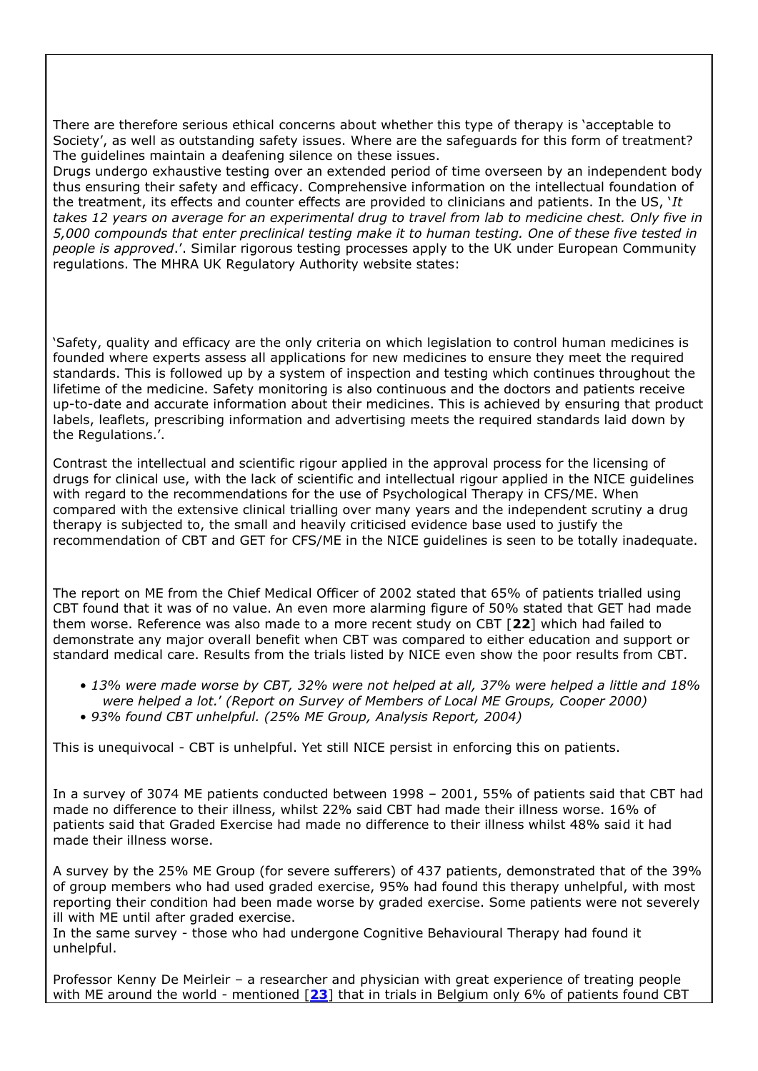There are therefore serious ethical concerns about whether this type of therapy is 'acceptable to Society', as well as outstanding safety issues. Where are the safeguards for this form of treatment? The guidelines maintain a deafening silence on these issues.

Drugs undergo exhaustive testing over an extended period of time overseen by an independent body thus ensuring their safety and efficacy. Comprehensive information on the intellectual foundation of the treatment, its effects and counter effects are provided to clinicians and patients. In the US, '*It takes 12 years on average for an experimental drug to travel from lab to medicine chest. Only five in 5,000 compounds that enter preclinical testing make it to human testing. One of these five tested in people is approved*.'. Similar rigorous testing processes apply to the UK under European Community regulations. The MHRA UK Regulatory Authority website states:

'Safety, quality and efficacy are the only criteria on which legislation to control human medicines is founded where experts assess all applications for new medicines to ensure they meet the required standards. This is followed up by a system of inspection and testing which continues throughout the lifetime of the medicine. Safety monitoring is also continuous and the doctors and patients receive up-to-date and accurate information about their medicines. This is achieved by ensuring that product labels, leaflets, prescribing information and advertising meets the required standards laid down by the Regulations.'.

Contrast the intellectual and scientific rigour applied in the approval process for the licensing of drugs for clinical use, with the lack of scientific and intellectual rigour applied in the NICE guidelines with regard to the recommendations for the use of Psychological Therapy in CFS/ME. When compared with the extensive clinical trialling over many years and the independent scrutiny a drug therapy is subjected to, the small and heavily criticised evidence base used to justify the recommendation of CBT and GET for CFS/ME in the NICE guidelines is seen to be totally inadequate.

The report on ME from the Chief Medical Officer of 2002 stated that 65% of patients trialled using CBT found that it was of no value. An even more alarming figure of 50% stated that GET had made them worse. Reference was also made to a more recent study on CBT [**22**] which had failed to demonstrate any major overall benefit when CBT was compared to either education and support or standard medical care. Results from the trials listed by NICE even show the poor results from CBT.

- *13% were made worse by CBT, 32% were not helped at all, 37% were helped a little and 18% were helped a lot.' (Report on Survey of Members of Local ME Groups, Cooper 2000)*
- *93% found CBT unhelpful. (25% ME Group, Analysis Report, 2004)*

This is unequivocal - CBT is unhelpful. Yet still NICE persist in enforcing this on patients.

In a survey of 3074 ME patients conducted between 1998 – 2001, 55% of patients said that CBT had made no difference to their illness, whilst 22% said CBT had made their illness worse. 16% of patients said that Graded Exercise had made no difference to their illness whilst 48% said it had made their illness worse.

A survey by the 25% ME Group (for severe sufferers) of 437 patients, demonstrated that of the 39% of group members who had used graded exercise, 95% had found this therapy unhelpful, with most reporting their condition had been made worse by graded exercise. Some patients were not severely ill with ME until after graded exercise.

In the same survey - those who had undergone Cognitive Behavioural Therapy had found it unhelpful.

Professor Kenny De Meirleir – a researcher and physician with great experience of treating people with ME around the world - mentioned [**23**] that in trials in Belgium only 6% of patients found CBT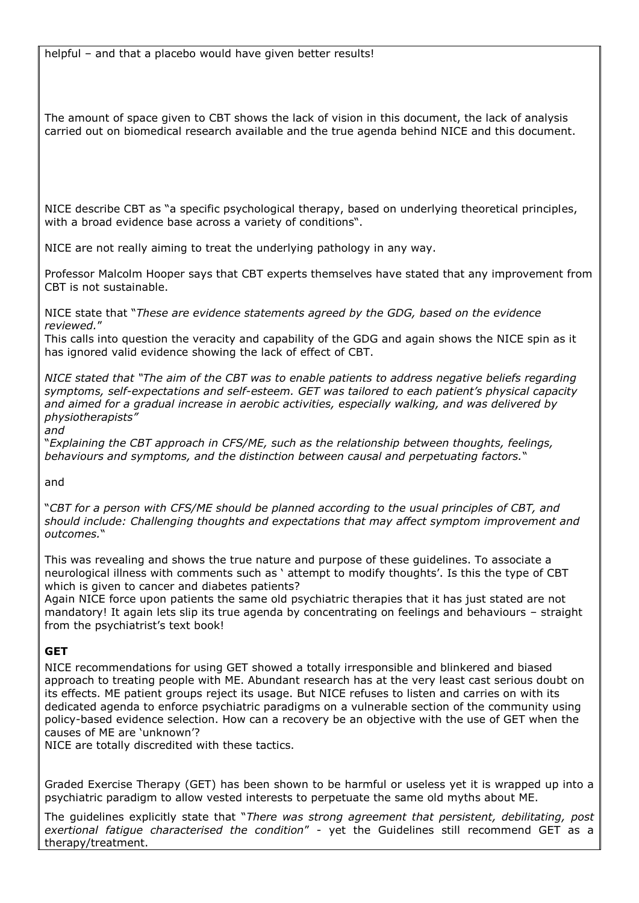helpful – and that a placebo would have given better results!

The amount of space given to CBT shows the lack of vision in this document, the lack of analysis carried out on biomedical research available and the true agenda behind NICE and this document.

NICE describe CBT as "a specific psychological therapy, based on underlying theoretical principles, with a broad evidence base across a variety of conditions".

NICE are not really aiming to treat the underlying pathology in any way.

Professor Malcolm Hooper says that CBT experts themselves have stated that any improvement from CBT is not sustainable.

NICE state that "*These are evidence statements agreed by the GDG, based on the evidence reviewed.*"
This calls into question the veracity and capability of the GDG and again shows the NICE spin as it has ignored valid evidence showing the lack of effect of CBT.

*NICE stated that "The aim of the CBT was to enable patients to address negative beliefs regarding symptoms, self-expectations and self-esteem. GET was tailored to each patient's physical capacity and aimed for a gradual increase in aerobic activities, especially walking, and was delivered by physiotherapists"*
*and*
"*Explaining the CBT approach in CFS/ME, such as the relationship between thoughts, feelings, behaviours and symptoms, and the distinction between causal and perpetuating factors.*"

and

"*CBT for a person with CFS/ME should be planned according to the usual principles of CBT, and should include: Challenging thoughts and expectations that may affect symptom improvement and outcomes.*"

This was revealing and shows the true nature and purpose of these guidelines. To associate a neurological illness with comments such as ' attempt to modify thoughts'. Is this the type of CBT which is given to cancer and diabetes patients?
Again NICE force upon patients the same old psychiatric therapies that it has just stated are not mandatory! It again lets slip its true agenda by concentrating on feelings and behaviours – straight from the psychiatrist's text book!

**GET**

NICE recommendations for using GET showed a totally irresponsible and blinkered and biased approach to treating people with ME. Abundant research has at the very least cast serious doubt on its effects. ME patient groups reject its usage. But NICE refuses to listen and carries on with its dedicated agenda to enforce psychiatric paradigms on a vulnerable section of the community using policy-based evidence selection. How can a recovery be an objective with the use of GET when the causes of ME are 'unknown'?
NICE are totally discredited with these tactics.

Graded Exercise Therapy (GET) has been shown to be harmful or useless yet it is wrapped up into a psychiatric paradigm to allow vested interests to perpetuate the same old myths about ME.

The guidelines explicitly state that "*There was strong agreement that persistent, debilitating, post exertional fatigue characterised the condition*" - yet the Guidelines still recommend GET as a therapy/treatment.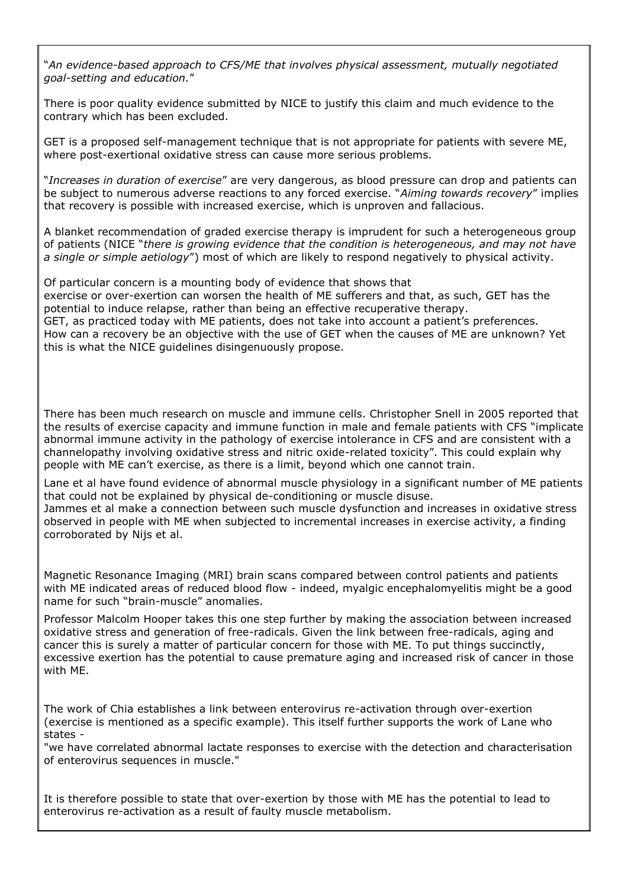"*An evidence-based approach to CFS/ME that involves physical assessment, mutually negotiated goal-setting and education.*"

There is poor quality evidence submitted by NICE to justify this claim and much evidence to the contrary which has been excluded.

GET is a proposed self-management technique that is not appropriate for patients with severe ME, where post-exertional oxidative stress can cause more serious problems.

"*Increases in duration of exercise*" are very dangerous, as blood pressure can drop and patients can be subject to numerous adverse reactions to any forced exercise. "*Aiming towards recovery*" implies that recovery is possible with increased exercise, which is unproven and fallacious.

A blanket recommendation of graded exercise therapy is imprudent for such a heterogeneous group of patients (NICE "*there is growing evidence that the condition is heterogeneous, and may not have a single or simple aetiology*") most of which are likely to respond negatively to physical activity.

Of particular concern is a mounting body of evidence that shows that exercise or over-exertion can worsen the health of ME sufferers and that, as such, GET has the potential to induce relapse, rather than being an effective recuperative therapy.
GET, as practiced today with ME patients, does not take into account a patient's preferences.
How can a recovery be an objective with the use of GET when the causes of ME are unknown? Yet this is what the NICE guidelines disingenuously propose.

There has been much research on muscle and immune cells. Christopher Snell in 2005 reported that the results of exercise capacity and immune function in male and female patients with CFS "implicate abnormal immune activity in the pathology of exercise intolerance in CFS and are consistent with a channelopathy involving oxidative stress and nitric oxide-related toxicity". This could explain why people with ME can't exercise, as there is a limit, beyond which one cannot train.

Lane et al have found evidence of abnormal muscle physiology in a significant number of ME patients that could not be explained by physical de-conditioning or muscle disuse.
Jammes et al make a connection between such muscle dysfunction and increases in oxidative stress observed in people with ME when subjected to incremental increases in exercise activity, a finding corroborated by Nijs et al.

Magnetic Resonance Imaging (MRI) brain scans compared between control patients and patients with ME indicated areas of reduced blood flow - indeed, myalgic encephalomyelitis might be a good name for such "brain-muscle" anomalies.

Professor Malcolm Hooper takes this one step further by making the association between increased oxidative stress and generation of free-radicals. Given the link between free-radicals, aging and cancer this is surely a matter of particular concern for those with ME. To put things succinctly, excessive exertion has the potential to cause premature aging and increased risk of cancer in those with ME.

The work of Chia establishes a link between enterovirus re-activation through over-exertion (exercise is mentioned as a specific example). This itself further supports the work of Lane who states -
"we have correlated abnormal lactate responses to exercise with the detection and characterisation of enterovirus sequences in muscle."

It is therefore possible to state that over-exertion by those with ME has the potential to lead to enterovirus re-activation as a result of faulty muscle metabolism.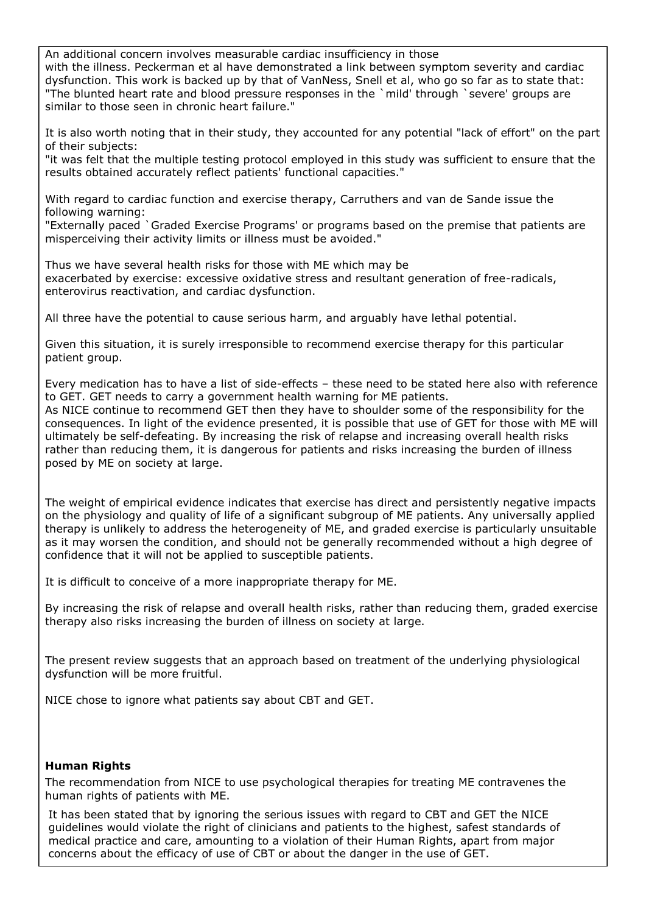An additional concern involves measurable cardiac insufficiency in those with the illness. Peckerman et al have demonstrated a link between symptom severity and cardiac dysfunction. This work is backed up by that of VanNess, Snell et al, who go so far as to state that: "The blunted heart rate and blood pressure responses in the `mild' through `severe' groups are similar to those seen in chronic heart failure."

It is also worth noting that in their study, they accounted for any potential "lack of effort" on the part of their subjects:
"it was felt that the multiple testing protocol employed in this study was sufficient to ensure that the results obtained accurately reflect patients' functional capacities."

With regard to cardiac function and exercise therapy, Carruthers and van de Sande issue the following warning:
"Externally paced `Graded Exercise Programs' or programs based on the premise that patients are misperceiving their activity limits or illness must be avoided."

Thus we have several health risks for those with ME which may be exacerbated by exercise: excessive oxidative stress and resultant generation of free-radicals, enterovirus reactivation, and cardiac dysfunction.

All three have the potential to cause serious harm, and arguably have lethal potential.

Given this situation, it is surely irresponsible to recommend exercise therapy for this particular patient group.

Every medication has to have a list of side-effects – these need to be stated here also with reference to GET. GET needs to carry a government health warning for ME patients.
As NICE continue to recommend GET then they have to shoulder some of the responsibility for the consequences. In light of the evidence presented, it is possible that use of GET for those with ME will ultimately be self-defeating. By increasing the risk of relapse and increasing overall health risks rather than reducing them, it is dangerous for patients and risks increasing the burden of illness posed by ME on society at large.

The weight of empirical evidence indicates that exercise has direct and persistently negative impacts on the physiology and quality of life of a significant subgroup of ME patients. Any universally applied therapy is unlikely to address the heterogeneity of ME, and graded exercise is particularly unsuitable as it may worsen the condition, and should not be generally recommended without a high degree of confidence that it will not be applied to susceptible patients.

It is difficult to conceive of a more inappropriate therapy for ME.

By increasing the risk of relapse and overall health risks, rather than reducing them, graded exercise therapy also risks increasing the burden of illness on society at large.

The present review suggests that an approach based on treatment of the underlying physiological dysfunction will be more fruitful.

NICE chose to ignore what patients say about CBT and GET.

**Human Rights**

The recommendation from NICE to use psychological therapies for treating ME contravenes the human rights of patients with ME.

It has been stated that by ignoring the serious issues with regard to CBT and GET the NICE guidelines would violate the right of clinicians and patients to the highest, safest standards of medical practice and care, amounting to a violation of their Human Rights, apart from major concerns about the efficacy of use of CBT or about the danger in the use of GET.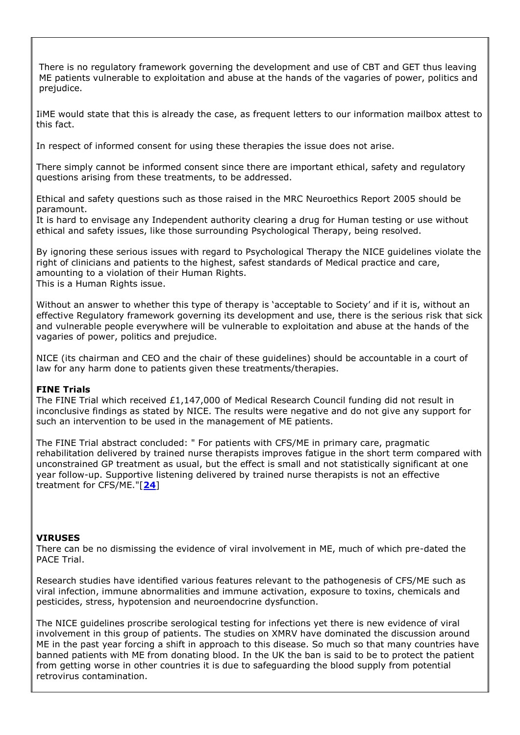There is no regulatory framework governing the development and use of CBT and GET thus leaving ME patients vulnerable to exploitation and abuse at the hands of the vagaries of power, politics and prejudice.

IiME would state that this is already the case, as frequent letters to our information mailbox attest to this fact.

In respect of informed consent for using these therapies the issue does not arise.

There simply cannot be informed consent since there are important ethical, safety and regulatory questions arising from these treatments, to be addressed.

Ethical and safety questions such as those raised in the MRC Neuroethics Report 2005 should be paramount.
It is hard to envisage any Independent authority clearing a drug for Human testing or use without ethical and safety issues, like those surrounding Psychological Therapy, being resolved.

By ignoring these serious issues with regard to Psychological Therapy the NICE guidelines violate the right of clinicians and patients to the highest, safest standards of Medical practice and care, amounting to a violation of their Human Rights.
This is a Human Rights issue.

Without an answer to whether this type of therapy is 'acceptable to Society' and if it is, without an effective Regulatory framework governing its development and use, there is the serious risk that sick and vulnerable people everywhere will be vulnerable to exploitation and abuse at the hands of the vagaries of power, politics and prejudice.

NICE (its chairman and CEO and the chair of these guidelines) should be accountable in a court of law for any harm done to patients given these treatments/therapies.

**FINE Trials**
The FINE Trial which received £1,147,000 of Medical Research Council funding did not result in inconclusive findings as stated by NICE. The results were negative and do not give any support for such an intervention to be used in the management of ME patients.

The FINE Trial abstract concluded: " For patients with CFS/ME in primary care, pragmatic rehabilitation delivered by trained nurse therapists improves fatigue in the short term compared with unconstrained GP treatment as usual, but the effect is small and not statistically significant at one year follow-up. Supportive listening delivered by trained nurse therapists is not an effective treatment for CFS/ME."[24]

**VIRUSES**
There can be no dismissing the evidence of viral involvement in ME, much of which pre-dated the PACE Trial.

Research studies have identified various features relevant to the pathogenesis of CFS/ME such as viral infection, immune abnormalities and immune activation, exposure to toxins, chemicals and pesticides, stress, hypotension and neuroendocrine dysfunction.

The NICE guidelines proscribe serological testing for infections yet there is new evidence of viral involvement in this group of patients. The studies on XMRV have dominated the discussion around ME in the past year forcing a shift in approach to this disease. So much so that many countries have banned patients with ME from donating blood. In the UK the ban is said to be to protect the patient from getting worse in other countries it is due to safeguarding the blood supply from potential retrovirus contamination.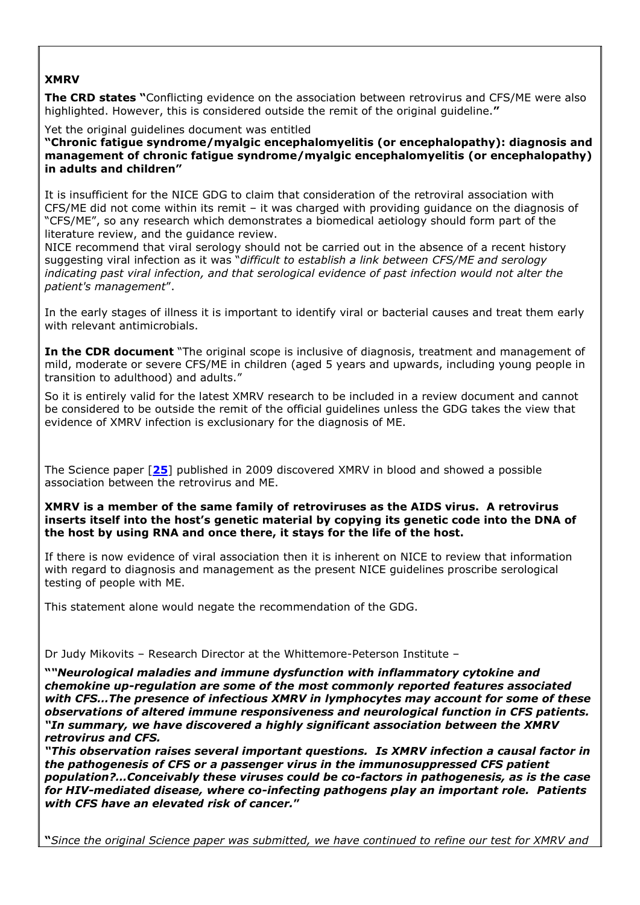**XMRV**

**The CRD states "**Conflicting evidence on the association between retrovirus and CFS/ME were also highlighted. However, this is considered outside the remit of the original guideline.**"**

Yet the original guidelines document was entitled

**"Chronic fatigue syndrome/myalgic encephalomyelitis (or encephalopathy): diagnosis and management of chronic fatigue syndrome/myalgic encephalomyelitis (or encephalopathy) in adults and children"**

It is insufficient for the NICE GDG to claim that consideration of the retroviral association with CFS/ME did not come within its remit – it was charged with providing guidance on the diagnosis of "CFS/ME", so any research which demonstrates a biomedical aetiology should form part of the literature review, and the guidance review.

NICE recommend that viral serology should not be carried out in the absence of a recent history suggesting viral infection as it was "*difficult to establish a link between CFS/ME and serology indicating past viral infection, and that serological evidence of past infection would not alter the patient's management*".

In the early stages of illness it is important to identify viral or bacterial causes and treat them early with relevant antimicrobials.

**In the CDR document** "The original scope is inclusive of diagnosis, treatment and management of mild, moderate or severe CFS/ME in children (aged 5 years and upwards, including young people in transition to adulthood) and adults."

So it is entirely valid for the latest XMRV research to be included in a review document and cannot be considered to be outside the remit of the official guidelines unless the GDG takes the view that evidence of XMRV infection is exclusionary for the diagnosis of ME.

The Science paper [**25**] published in 2009 discovered XMRV in blood and showed a possible association between the retrovirus and ME.

**XMRV is a member of the same family of retroviruses as the AIDS virus. A retrovirus inserts itself into the host's genetic material by copying its genetic code into the DNA of the host by using RNA and once there, it stays for the life of the host.**

If there is now evidence of viral association then it is inherent on NICE to review that information with regard to diagnosis and management as the present NICE guidelines proscribe serological testing of people with ME.

This statement alone would negate the recommendation of the GDG.

Dr Judy Mikovits – Research Director at the Whittemore-Peterson Institute –

**"*"Neurological maladies and immune dysfunction with inflammatory cytokine and chemokine up-regulation are some of the most commonly reported features associated with CFS…The presence of infectious XMRV in lymphocytes may account for some of these observations of altered immune responsiveness and neurological function in CFS patients. "In summary, we have discovered a highly significant association between the XMRV retrovirus and CFS.***

***"This observation raises several important questions. Is XMRV infection a causal factor in the pathogenesis of CFS or a passenger virus in the immunosuppressed CFS patient population?…Conceivably these viruses could be co-factors in pathogenesis, as is the case for HIV-mediated disease, where co-infecting pathogens play an important role. Patients with CFS have an elevated risk of cancer."***

**"***Since the original Science paper was submitted, we have continued to refine our test for XMRV and*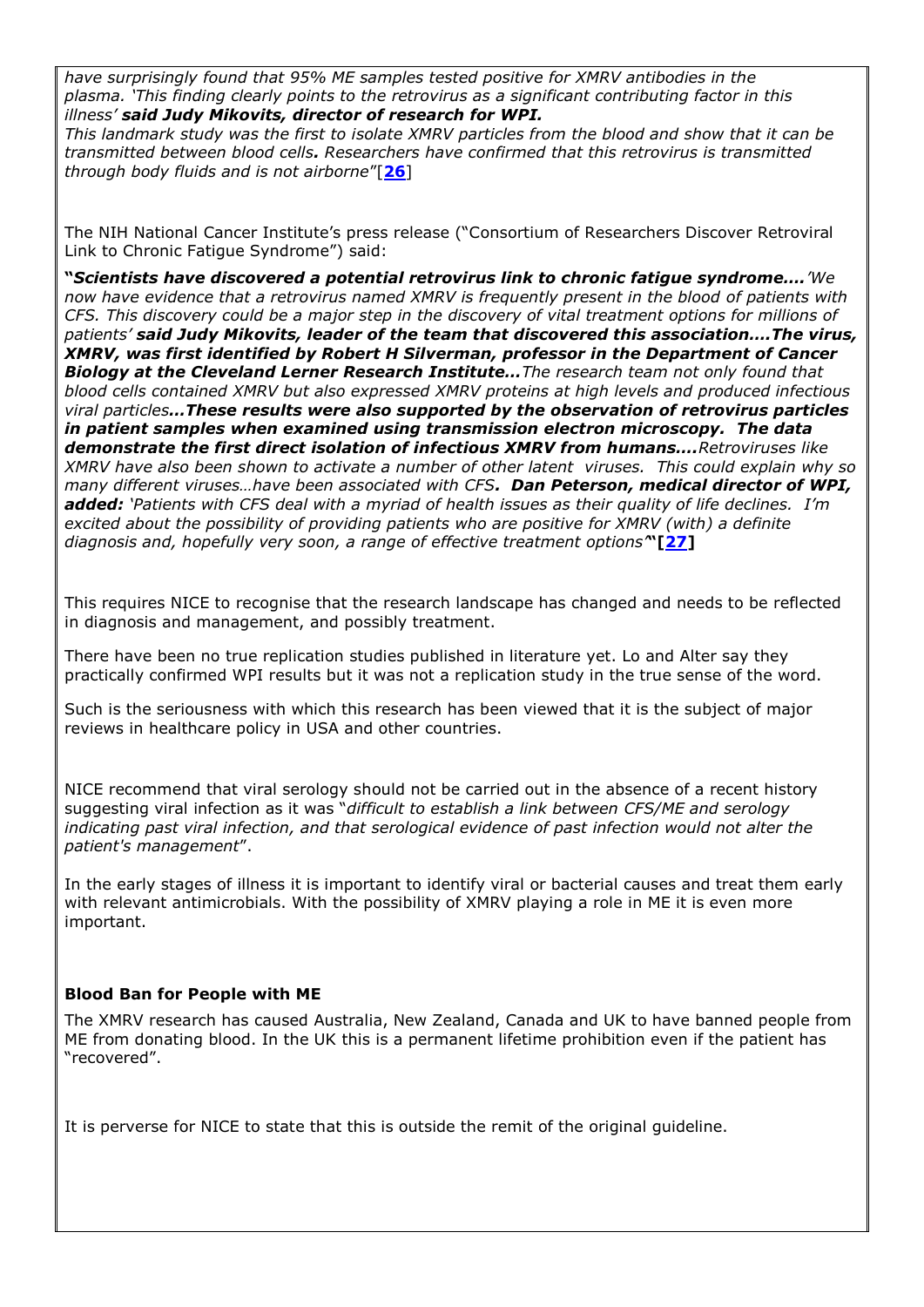*have surprisingly found that 95% ME samples tested positive for XMRV antibodies in the plasma. 'This finding clearly points to the retrovirus as a significant contributing factor in this illness'* ***said Judy Mikovits, director of research for WPI.***
*This landmark study was the first to isolate XMRV particles from the blood and show that it can be transmitted between blood cells**.** Researchers have confirmed that this retrovirus is transmitted through body fluids and is not airborne*"[**26**]

The NIH National Cancer Institute's press release ("Consortium of Researchers Discover Retroviral Link to Chronic Fatigue Syndrome") said:

***"Scientists have discovered a potential retrovirus link to chronic fatigue syndrome….*** *'We now have evidence that a retrovirus named XMRV is frequently present in the blood of patients with CFS. This discovery could be a major step in the discovery of vital treatment options for millions of patients'* ***said Judy Mikovits, leader of the team that discovered this association….The virus, XMRV, was first identified by Robert H Silverman, professor in the Department of Cancer Biology at the Cleveland Lerner Research Institute…*** *The research team not only found that blood cells contained XMRV but also expressed XMRV proteins at high levels and produced infectious viral particles* ***…These results were also supported by the observation of retrovirus particles in patient samples when examined using transmission electron microscopy. The data demonstrate the first direct isolation of infectious XMRV from humans….*** *Retroviruses like XMRV have also been shown to activate a number of other latent viruses. This could explain why so many different viruses…have been associated with CFS****. Dan Peterson, medical director of WPI, added:*** *'Patients with CFS deal with a myriad of health issues as their quality of life declines. I'm excited about the possibility of providing patients who are positive for XMRV (with) a definite diagnosis and, hopefully very soon, a range of effective treatment options'***"[27]**

This requires NICE to recognise that the research landscape has changed and needs to be reflected in diagnosis and management, and possibly treatment.

There have been no true replication studies published in literature yet. Lo and Alter say they practically confirmed WPI results but it was not a replication study in the true sense of the word.

Such is the seriousness with which this research has been viewed that it is the subject of major reviews in healthcare policy in USA and other countries.

NICE recommend that viral serology should not be carried out in the absence of a recent history suggesting viral infection as it was "*difficult to establish a link between CFS/ME and serology indicating past viral infection, and that serological evidence of past infection would not alter the patient's management*".

In the early stages of illness it is important to identify viral or bacterial causes and treat them early with relevant antimicrobials. With the possibility of XMRV playing a role in ME it is even more important.

**Blood Ban for People with ME**

The XMRV research has caused Australia, New Zealand, Canada and UK to have banned people from ME from donating blood. In the UK this is a permanent lifetime prohibition even if the patient has "recovered".

It is perverse for NICE to state that this is outside the remit of the original guideline.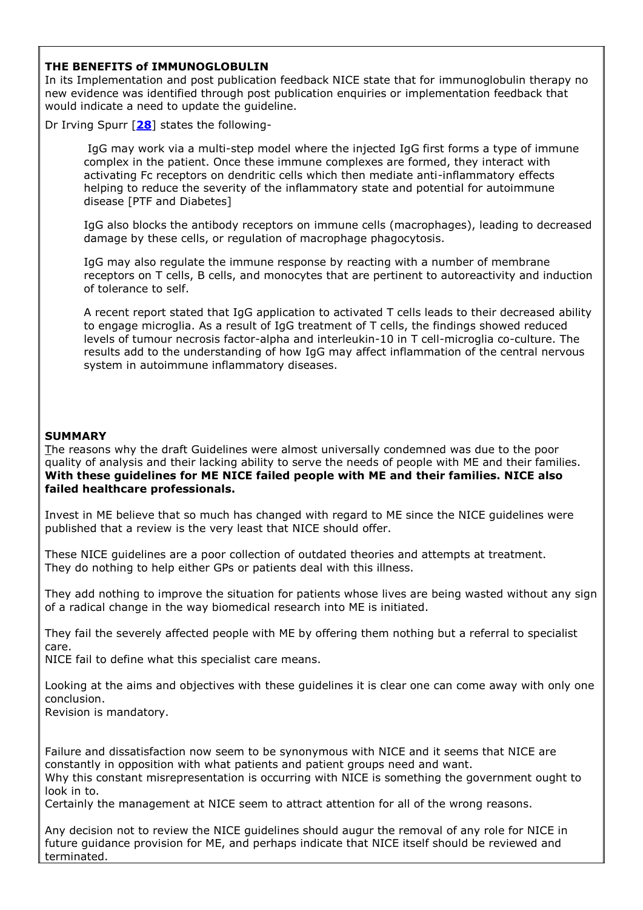**THE BENEFITS of IMMUNOGLOBULIN**

In its Implementation and post publication feedback NICE state that for immunoglobulin therapy no new evidence was identified through post publication enquiries or implementation feedback that would indicate a need to update the guideline.

Dr Irving Spurr [**28**] states the following-

> IgG may work via a multi-step model where the injected IgG first forms a type of immune complex in the patient. Once these immune complexes are formed, they interact with activating Fc receptors on dendritic cells which then mediate anti-inflammatory effects helping to reduce the severity of the inflammatory state and potential for autoimmune disease [PTF and Diabetes]
>
> IgG also blocks the antibody receptors on immune cells (macrophages), leading to decreased damage by these cells, or regulation of macrophage phagocytosis.
>
> IgG may also regulate the immune response by reacting with a number of membrane receptors on T cells, B cells, and monocytes that are pertinent to autoreactivity and induction of tolerance to self.
>
> A recent report stated that IgG application to activated T cells leads to their decreased ability to engage microglia. As a result of IgG treatment of T cells, the findings showed reduced levels of tumour necrosis factor-alpha and interleukin-10 in T cell-microglia co-culture. The results add to the understanding of how IgG may affect inflammation of the central nervous system in autoimmune inflammatory diseases.

**SUMMARY**

The reasons why the draft Guidelines were almost universally condemned was due to the poor quality of analysis and their lacking ability to serve the needs of people with ME and their families. **With these guidelines for ME NICE failed people with ME and their families. NICE also failed healthcare professionals.**

Invest in ME believe that so much has changed with regard to ME since the NICE guidelines were published that a review is the very least that NICE should offer.

These NICE guidelines are a poor collection of outdated theories and attempts at treatment. They do nothing to help either GPs or patients deal with this illness.

They add nothing to improve the situation for patients whose lives are being wasted without any sign of a radical change in the way biomedical research into ME is initiated.

They fail the severely affected people with ME by offering them nothing but a referral to specialist care.
NICE fail to define what this specialist care means.

Looking at the aims and objectives with these guidelines it is clear one can come away with only one conclusion.
Revision is mandatory.

Failure and dissatisfaction now seem to be synonymous with NICE and it seems that NICE are constantly in opposition with what patients and patient groups need and want.
Why this constant misrepresentation is occurring with NICE is something the government ought to look in to.
Certainly the management at NICE seem to attract attention for all of the wrong reasons.

Any decision not to review the NICE guidelines should augur the removal of any role for NICE in future guidance provision for ME, and perhaps indicate that NICE itself should be reviewed and terminated.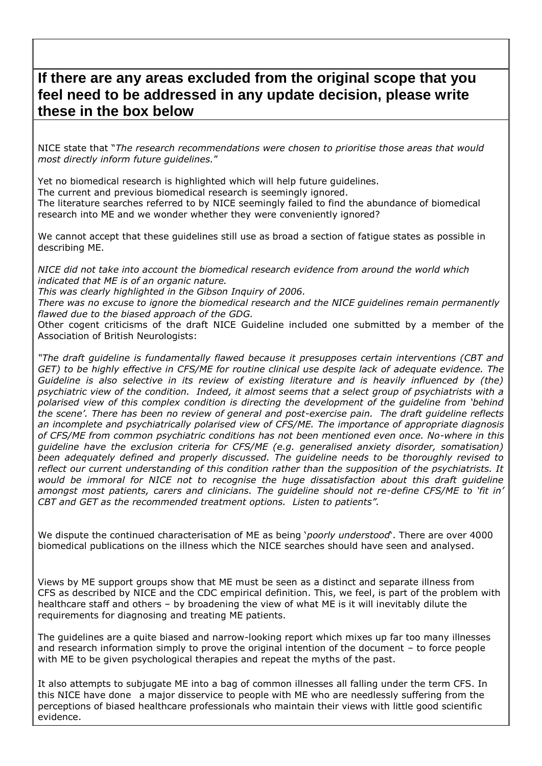## If there are any areas excluded from the original scope that you feel need to be addressed in any update decision, please write these in the box below

NICE state that "*The research recommendations were chosen to prioritise those areas that would most directly inform future guidelines.*"

Yet no biomedical research is highlighted which will help future guidelines.
The current and previous biomedical research is seemingly ignored.
The literature searches referred to by NICE seemingly failed to find the abundance of biomedical research into ME and we wonder whether they were conveniently ignored?

We cannot accept that these guidelines still use as broad a section of fatigue states as possible in describing ME.

*NICE did not take into account the biomedical research evidence from around the world which indicated that ME is of an organic nature.*
*This was clearly highlighted in the Gibson Inquiry of 2006.*
*There was no excuse to ignore the biomedical research and the NICE guidelines remain permanently flawed due to the biased approach of the GDG.*
Other cogent criticisms of the draft NICE Guideline included one submitted by a member of the Association of British Neurologists:

*"The draft guideline is fundamentally flawed because it presupposes certain interventions (CBT and GET) to be highly effective in CFS/ME for routine clinical use despite lack of adequate evidence. The Guideline is also selective in its review of existing literature and is heavily influenced by (the) psychiatric view of the condition. Indeed, it almost seems that a select group of psychiatrists with a polarised view of this complex condition is directing the development of the guideline from 'behind the scene'. There has been no review of general and post-exercise pain. The draft guideline reflects an incomplete and psychiatrically polarised view of CFS/ME. The importance of appropriate diagnosis of CFS/ME from common psychiatric conditions has not been mentioned even once. No-where in this guideline have the exclusion criteria for CFS/ME (e.g. generalised anxiety disorder, somatisation) been adequately defined and properly discussed. The guideline needs to be thoroughly revised to reflect our current understanding of this condition rather than the supposition of the psychiatrists. It would be immoral for NICE not to recognise the huge dissatisfaction about this draft guideline amongst most patients, carers and clinicians. The guideline should not re-define CFS/ME to 'fit in' CBT and GET as the recommended treatment options. Listen to patients".*

We dispute the continued characterisation of ME as being '*poorly understood*'. There are over 4000 biomedical publications on the illness which the NICE searches should have seen and analysed.

Views by ME support groups show that ME must be seen as a distinct and separate illness from CFS as described by NICE and the CDC empirical definition. This, we feel, is part of the problem with healthcare staff and others – by broadening the view of what ME is it will inevitably dilute the requirements for diagnosing and treating ME patients.

The guidelines are a quite biased and narrow-looking report which mixes up far too many illnesses and research information simply to prove the original intention of the document – to force people with ME to be given psychological therapies and repeat the myths of the past.

It also attempts to subjugate ME into a bag of common illnesses all falling under the term CFS. In this NICE have done a major disservice to people with ME who are needlessly suffering from the perceptions of biased healthcare professionals who maintain their views with little good scientific evidence.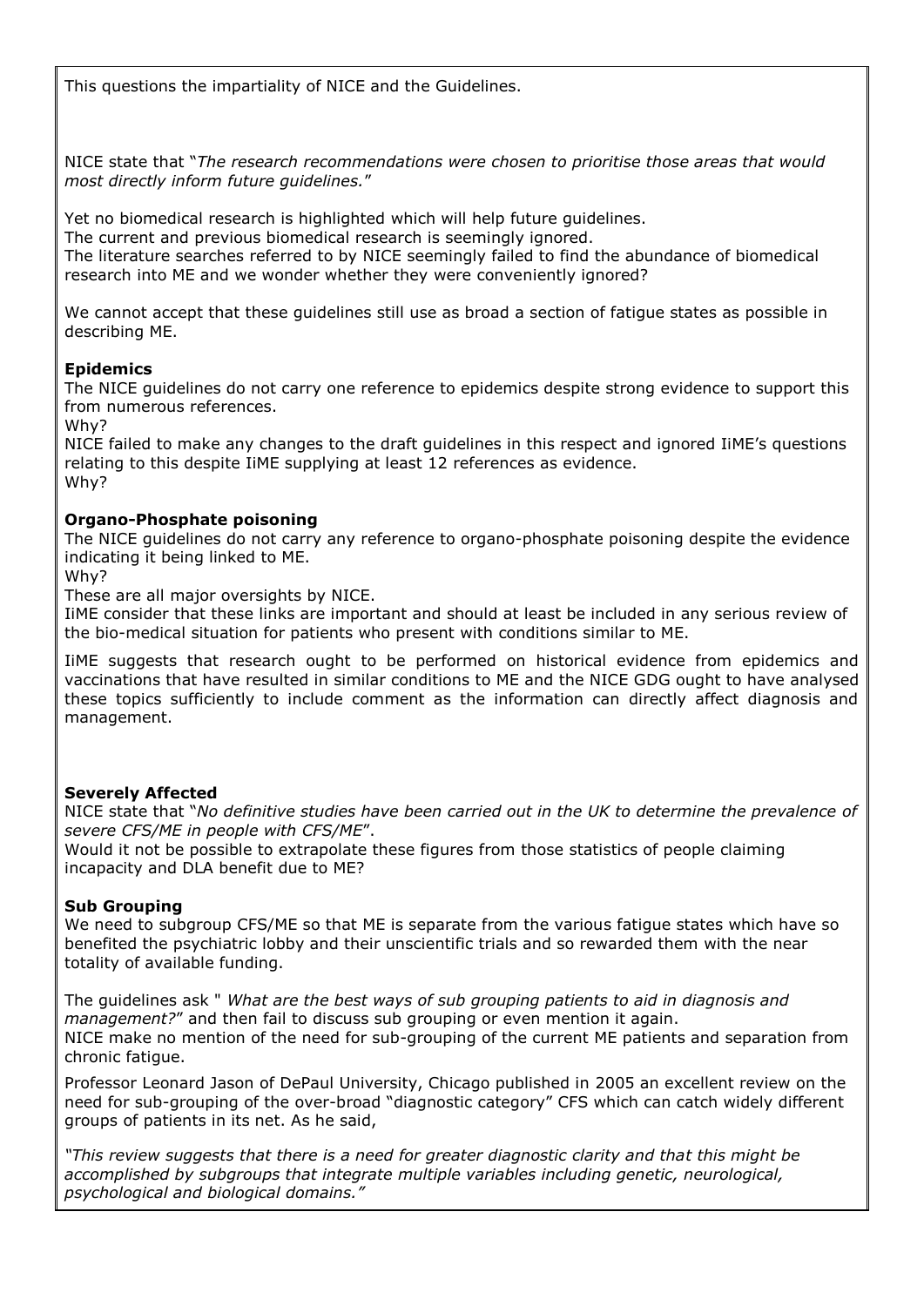This questions the impartiality of NICE and the Guidelines.

NICE state that "*The research recommendations were chosen to prioritise those areas that would most directly inform future guidelines.*"

Yet no biomedical research is highlighted which will help future guidelines.
The current and previous biomedical research is seemingly ignored.
The literature searches referred to by NICE seemingly failed to find the abundance of biomedical research into ME and we wonder whether they were conveniently ignored?

We cannot accept that these guidelines still use as broad a section of fatigue states as possible in describing ME.

**Epidemics**
The NICE guidelines do not carry one reference to epidemics despite strong evidence to support this from numerous references.
Why?
NICE failed to make any changes to the draft guidelines in this respect and ignored IiME's questions relating to this despite IiME supplying at least 12 references as evidence.
Why?

**Organo-Phosphate poisoning**
The NICE guidelines do not carry any reference to organo-phosphate poisoning despite the evidence indicating it being linked to ME.
Why?
These are all major oversights by NICE.
IiME consider that these links are important and should at least be included in any serious review of the bio-medical situation for patients who present with conditions similar to ME.

IiME suggests that research ought to be performed on historical evidence from epidemics and vaccinations that have resulted in similar conditions to ME and the NICE GDG ought to have analysed these topics sufficiently to include comment as the information can directly affect diagnosis and management.

**Severely Affected**
NICE state that "*No definitive studies have been carried out in the UK to determine the prevalence of severe CFS/ME in people with CFS/ME*".
Would it not be possible to extrapolate these figures from those statistics of people claiming incapacity and DLA benefit due to ME?

**Sub Grouping**
We need to subgroup CFS/ME so that ME is separate from the various fatigue states which have so benefited the psychiatric lobby and their unscientific trials and so rewarded them with the near totality of available funding.

The guidelines ask " *What are the best ways of sub grouping patients to aid in diagnosis and management?*" and then fail to discuss sub grouping or even mention it again.
NICE make no mention of the need for sub-grouping of the current ME patients and separation from chronic fatigue.

Professor Leonard Jason of DePaul University, Chicago published in 2005 an excellent review on the need for sub-grouping of the over-broad "diagnostic category" CFS which can catch widely different groups of patients in its net. As he said,

*"This review suggests that there is a need for greater diagnostic clarity and that this might be accomplished by subgroups that integrate multiple variables including genetic, neurological, psychological and biological domains."*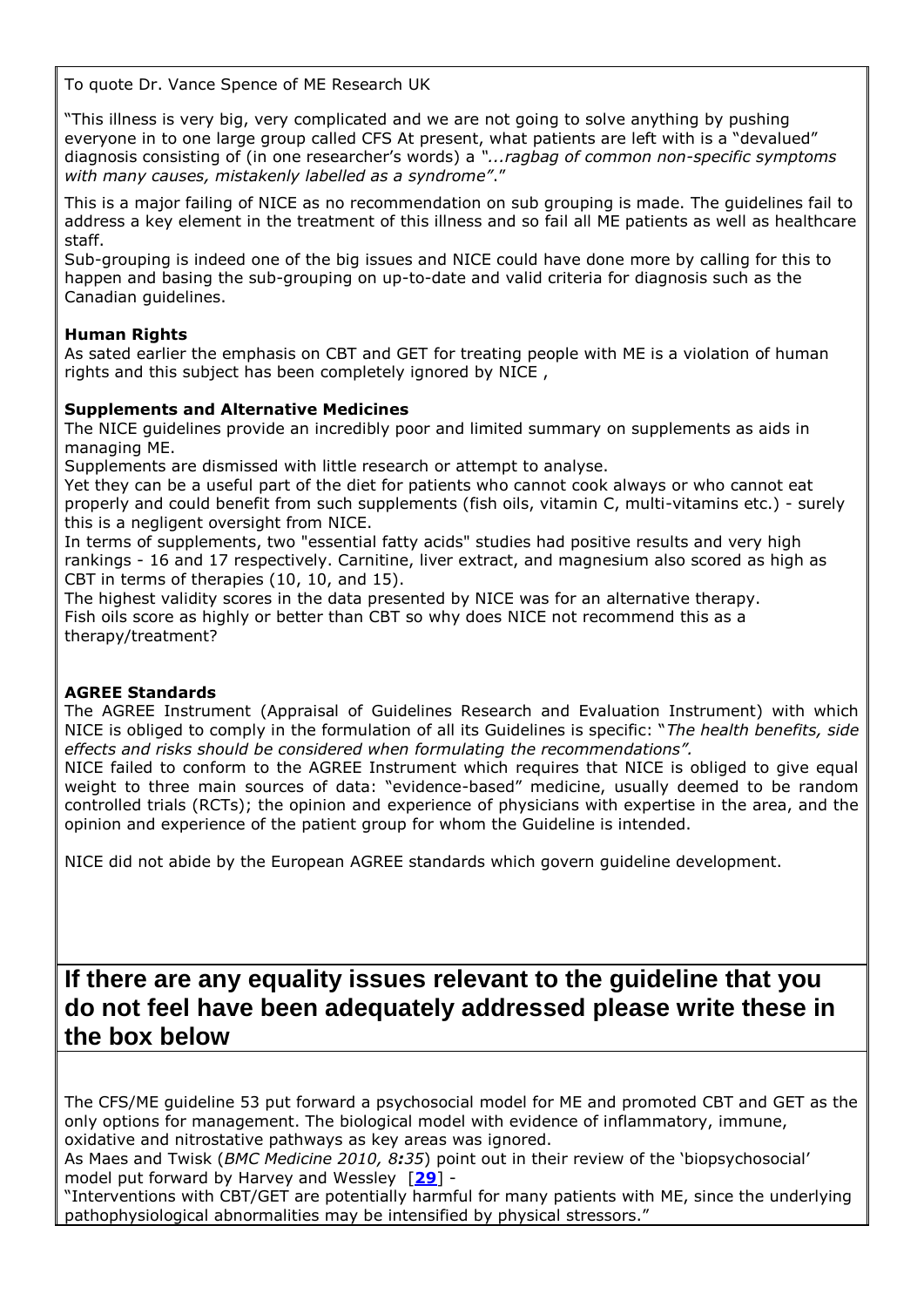To quote Dr. Vance Spence of ME Research UK

"This illness is very big, very complicated and we are not going to solve anything by pushing everyone in to one large group called CFS At present, what patients are left with is a "devalued" diagnosis consisting of (in one researcher's words) a *"...ragbag of common non-specific symptoms with many causes, mistakenly labelled as a syndrome"*."

This is a major failing of NICE as no recommendation on sub grouping is made. The guidelines fail to address a key element in the treatment of this illness and so fail all ME patients as well as healthcare staff.

Sub-grouping is indeed one of the big issues and NICE could have done more by calling for this to happen and basing the sub-grouping on up-to-date and valid criteria for diagnosis such as the Canadian guidelines.

**Human Rights**

As sated earlier the emphasis on CBT and GET for treating people with ME is a violation of human rights and this subject has been completely ignored by NICE ,

**Supplements and Alternative Medicines**

The NICE guidelines provide an incredibly poor and limited summary on supplements as aids in managing ME.

Supplements are dismissed with little research or attempt to analyse.

Yet they can be a useful part of the diet for patients who cannot cook always or who cannot eat properly and could benefit from such supplements (fish oils, vitamin C, multi-vitamins etc.) - surely this is a negligent oversight from NICE.

In terms of supplements, two "essential fatty acids" studies had positive results and very high rankings - 16 and 17 respectively. Carnitine, liver extract, and magnesium also scored as high as CBT in terms of therapies (10, 10, and 15).

The highest validity scores in the data presented by NICE was for an alternative therapy.

Fish oils score as highly or better than CBT so why does NICE not recommend this as a therapy/treatment?

**AGREE Standards**

The AGREE Instrument (Appraisal of Guidelines Research and Evaluation Instrument) with which NICE is obliged to comply in the formulation of all its Guidelines is specific: "*The health benefits, side effects and risks should be considered when formulating the recommendations".*

NICE failed to conform to the AGREE Instrument which requires that NICE is obliged to give equal weight to three main sources of data: "evidence-based" medicine, usually deemed to be random controlled trials (RCTs); the opinion and experience of physicians with expertise in the area, and the opinion and experience of the patient group for whom the Guideline is intended.

NICE did not abide by the European AGREE standards which govern guideline development.

## If there are any equality issues relevant to the guideline that you do not feel have been adequately addressed please write these in the box below

The CFS/ME guideline 53 put forward a psychosocial model for ME and promoted CBT and GET as the only options for management. The biological model with evidence of inflammatory, immune, oxidative and nitrostative pathways as key areas was ignored.

As Maes and Twisk (*BMC Medicine 2010, 8:35*) point out in their review of the 'biopsychosocial' model put forward by Harvey and Wessley [**29**] -

"Interventions with CBT/GET are potentially harmful for many patients with ME, since the underlying pathophysiological abnormalities may be intensified by physical stressors."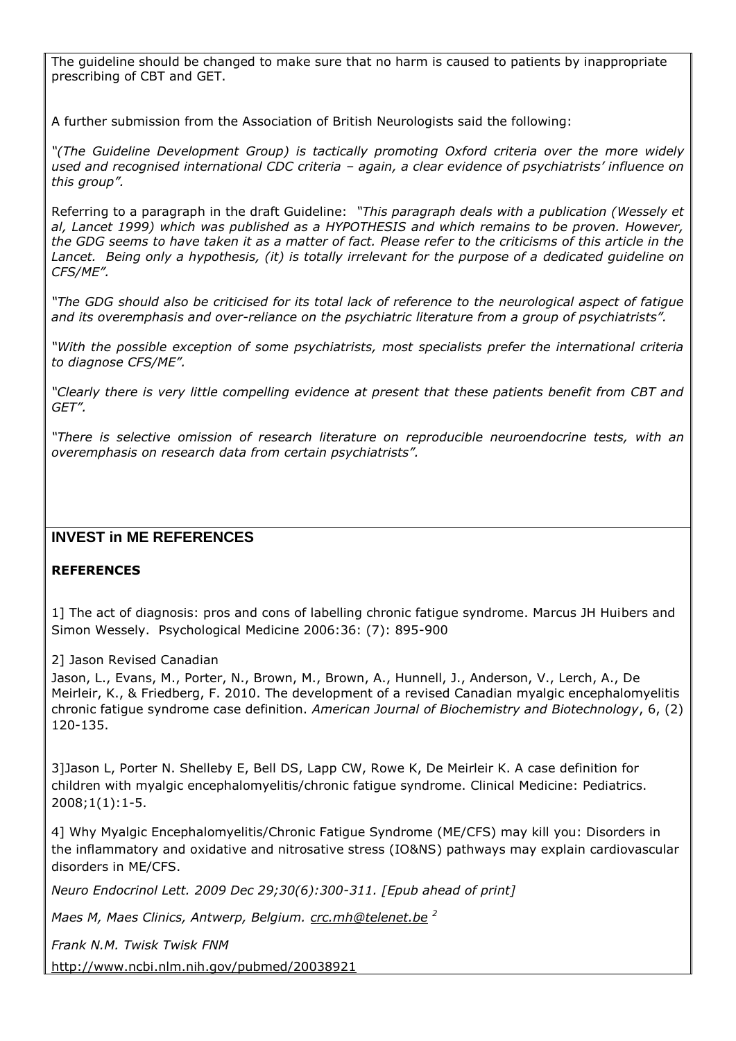The guideline should be changed to make sure that no harm is caused to patients by inappropriate prescribing of CBT and GET.

A further submission from the Association of British Neurologists said the following:

*"(The Guideline Development Group) is tactically promoting Oxford criteria over the more widely used and recognised international CDC criteria – again, a clear evidence of psychiatrists' influence on this group".*

Referring to a paragraph in the draft Guideline: *"This paragraph deals with a publication (Wessely et al, Lancet 1999) which was published as a HYPOTHESIS and which remains to be proven. However, the GDG seems to have taken it as a matter of fact. Please refer to the criticisms of this article in the Lancet. Being only a hypothesis, (it) is totally irrelevant for the purpose of a dedicated guideline on CFS/ME".*

*"The GDG should also be criticised for its total lack of reference to the neurological aspect of fatigue and its overemphasis and over-reliance on the psychiatric literature from a group of psychiatrists".*

*"With the possible exception of some psychiatrists, most specialists prefer the international criteria to diagnose CFS/ME".*

*"Clearly there is very little compelling evidence at present that these patients benefit from CBT and GET".*

*"There is selective omission of research literature on reproducible neuroendocrine tests, with an overemphasis on research data from certain psychiatrists".*

## INVEST in ME REFERENCES

**REFERENCES**

1] The act of diagnosis: pros and cons of labelling chronic fatigue syndrome. Marcus JH Huibers and Simon Wessely. Psychological Medicine 2006:36: (7): 895-900

2] Jason Revised Canadian

Jason, L., Evans, M., Porter, N., Brown, M., Brown, A., Hunnell, J., Anderson, V., Lerch, A., De Meirleir, K., & Friedberg, F. 2010. The development of a revised Canadian myalgic encephalomyelitis chronic fatigue syndrome case definition. *American Journal of Biochemistry and Biotechnology*, 6, (2) 120-135.

3]Jason L, Porter N. Shelleby E, Bell DS, Lapp CW, Rowe K, De Meirleir K. A case definition for children with myalgic encephalomyelitis/chronic fatigue syndrome. Clinical Medicine: Pediatrics. 2008;1(1):1-5.

4] Why Myalgic Encephalomyelitis/Chronic Fatigue Syndrome (ME/CFS) may kill you: Disorders in the inflammatory and oxidative and nitrosative stress (IO&NS) pathways may explain cardiovascular disorders in ME/CFS.

*Neuro Endocrinol Lett. 2009 Dec 29;30(6):300-311. [Epub ahead of print]*

*Maes M, Maes Clinics, Antwerp, Belgium. crc.mh@telenet.be [2]*

*Frank N.M. Twisk Twisk FNM*

http://www.ncbi.nlm.nih.gov/pubmed/20038921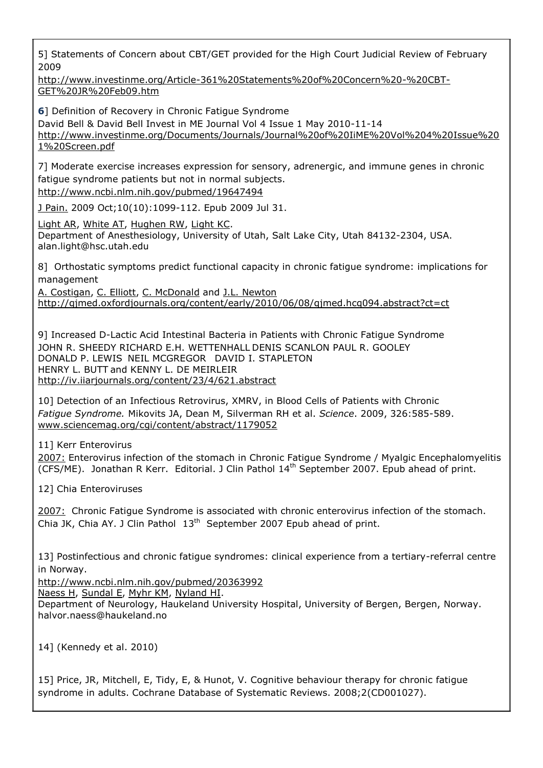5] Statements of Concern about CBT/GET provided for the High Court Judicial Review of February 2009
http://www.investinme.org/Article-361%20Statements%20of%20Concern%20-%20CBT-GET%20JR%20Feb09.htm

**6**] Definition of Recovery in Chronic Fatigue Syndrome
David Bell & David Bell Invest in ME Journal Vol 4 Issue 1 May 2010-11-14
http://www.investinme.org/Documents/Journals/Journal%20of%20IiME%20Vol%204%20Issue%201%20Screen.pdf

7] Moderate exercise increases expression for sensory, adrenergic, and immune genes in chronic fatigue syndrome patients but not in normal subjects.
http://www.ncbi.nlm.nih.gov/pubmed/19647494

J Pain. 2009 Oct;10(10):1099-112. Epub 2009 Jul 31.

Light AR, White AT, Hughen RW, Light KC.
Department of Anesthesiology, University of Utah, Salt Lake City, Utah 84132-2304, USA. alan.light@hsc.utah.edu

8] Orthostatic symptoms predict functional capacity in chronic fatigue syndrome: implications for management
A. Costigan, C. Elliott, C. McDonald and J.L. Newton
http://qjmed.oxfordjournals.org/content/early/2010/06/08/qjmed.hcq094.abstract?ct=ct

9] Increased D-Lactic Acid Intestinal Bacteria in Patients with Chronic Fatigue Syndrome
JOHN R. SHEEDY RICHARD E.H. WETTENHALL DENIS SCANLON PAUL R. GOOLEY
DONALD P. LEWIS NEIL MCGREGOR DAVID I. STAPLETON
HENRY L. BUTT and KENNY L. DE MEIRLEIR
http://iv.iiarjournals.org/content/23/4/621.abstract

10] Detection of an Infectious Retrovirus, XMRV, in Blood Cells of Patients with Chronic *Fatigue Syndrome.* Mikovits JA, Dean M, Silverman RH et al. *Science*. 2009, 326:585-589.
www.sciencemag.org/cgi/content/abstract/1179052

11] Kerr Enterovirus

2007: Enterovirus infection of the stomach in Chronic Fatigue Syndrome / Myalgic Encephalomyelitis (CFS/ME). Jonathan R Kerr. Editorial. J Clin Pathol 14th September 2007. Epub ahead of print.

12] Chia Enteroviruses

2007: Chronic Fatigue Syndrome is associated with chronic enterovirus infection of the stomach. Chia JK, Chia AY. J Clin Pathol 13th September 2007 Epub ahead of print.

13] Postinfectious and chronic fatigue syndromes: clinical experience from a tertiary-referral centre in Norway.
http://www.ncbi.nlm.nih.gov/pubmed/20363992
Naess H, Sundal E, Myhr KM, Nyland HI.
Department of Neurology, Haukeland University Hospital, University of Bergen, Bergen, Norway. halvor.naess@haukeland.no

14] (Kennedy et al. 2010)

15] Price, JR, Mitchell, E, Tidy, E, & Hunot, V. Cognitive behaviour therapy for chronic fatigue syndrome in adults. Cochrane Database of Systematic Reviews. 2008;2(CD001027).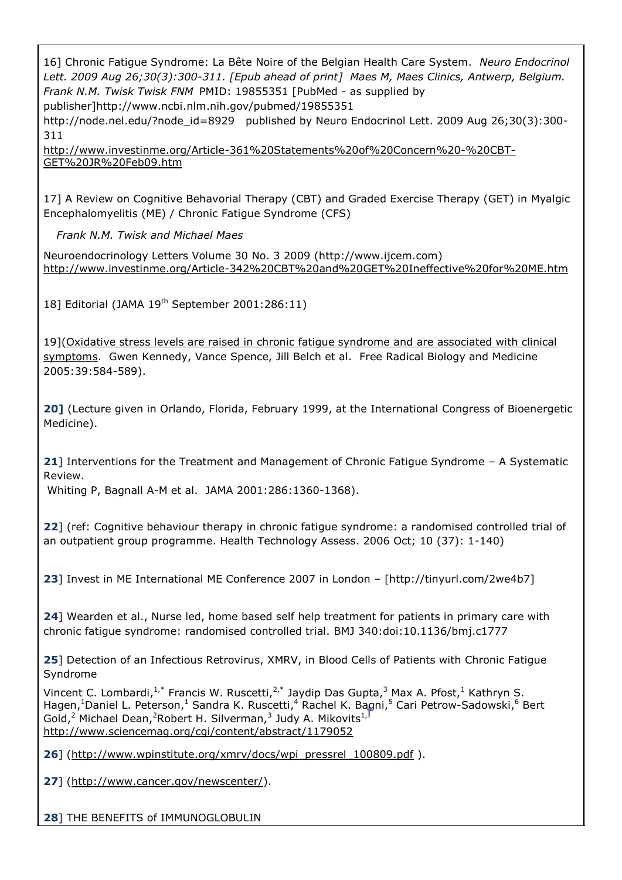16] Chronic Fatigue Syndrome: La Bête Noire of the Belgian Health Care System. *Neuro Endocrinol Lett. 2009 Aug 26;30(3):300-311. [Epub ahead of print] Maes M, Maes Clinics, Antwerp, Belgium. Frank N.M. Twisk Twisk FNM* PMID: 19855351 [PubMed - as supplied by publisher]http://www.ncbi.nlm.nih.gov/pubmed/19855351 http://node.nel.edu/?node_id=8929 published by Neuro Endocrinol Lett. 2009 Aug 26;30(3):300-311
http://www.investinme.org/Article-361%20Statements%20of%20Concern%20-%20CBT-GET%20JR%20Feb09.htm

17] A Review on Cognitive Behavorial Therapy (CBT) and Graded Exercise Therapy (GET) in Myalgic Encephalomyelitis (ME) / Chronic Fatigue Syndrome (CFS)

*Frank N.M. Twisk and Michael Maes*

Neuroendocrinology Letters Volume 30 No. 3 2009 (http://www.ijcem.com)
http://www.investinme.org/Article-342%20CBT%20and%20GET%20Ineffective%20for%20ME.htm

18] Editorial (JAMA 19th September 2001:286:11)

19](Oxidative stress levels are raised in chronic fatigue syndrome and are associated with clinical symptoms. Gwen Kennedy, Vance Spence, Jill Belch et al. Free Radical Biology and Medicine 2005:39:584-589).

**20]** (Lecture given in Orlando, Florida, February 1999, at the International Congress of Bioenergetic Medicine).

**21**] Interventions for the Treatment and Management of Chronic Fatigue Syndrome – A Systematic Review.
Whiting P, Bagnall A-M et al. JAMA 2001:286:1360-1368).

**22**] (ref: Cognitive behaviour therapy in chronic fatigue syndrome: a randomised controlled trial of an outpatient group programme. Health Technology Assess. 2006 Oct; 10 (37): 1-140)

**23**] Invest in ME International ME Conference 2007 in London – [http://tinyurl.com/2we4b7]

**24**] Wearden et al., Nurse led, home based self help treatment for patients in primary care with chronic fatigue syndrome: randomised controlled trial. BMJ 340:doi:10.1136/bmj.c1777

**25**] Detection of an Infectious Retrovirus, XMRV, in Blood Cells of Patients with Chronic Fatigue Syndrome

Vincent C. Lombardi,[1,*] Francis W. Ruscetti,[2,*] Jaydip Das Gupta,[3] Max A. Pfost,[1] Kathryn S. Hagen,[1] Daniel L. Peterson,[1] Sandra K. Ruscetti,[4] Rachel K. Bagni,[5] Cari Petrow-Sadowski,[6] Bert Gold,[2] Michael Dean,[2] Robert H. Silverman,[3] Judy A. Mikovits[1,†]
http://www.sciencemag.org/cgi/content/abstract/1179052

**26**] (http://www.wpinstitute.org/xmrv/docs/wpi_pressrel_100809.pdf ).

**27**] (http://www.cancer.gov/newscenter/).

**28**] THE BENEFITS of IMMUNOGLOBULIN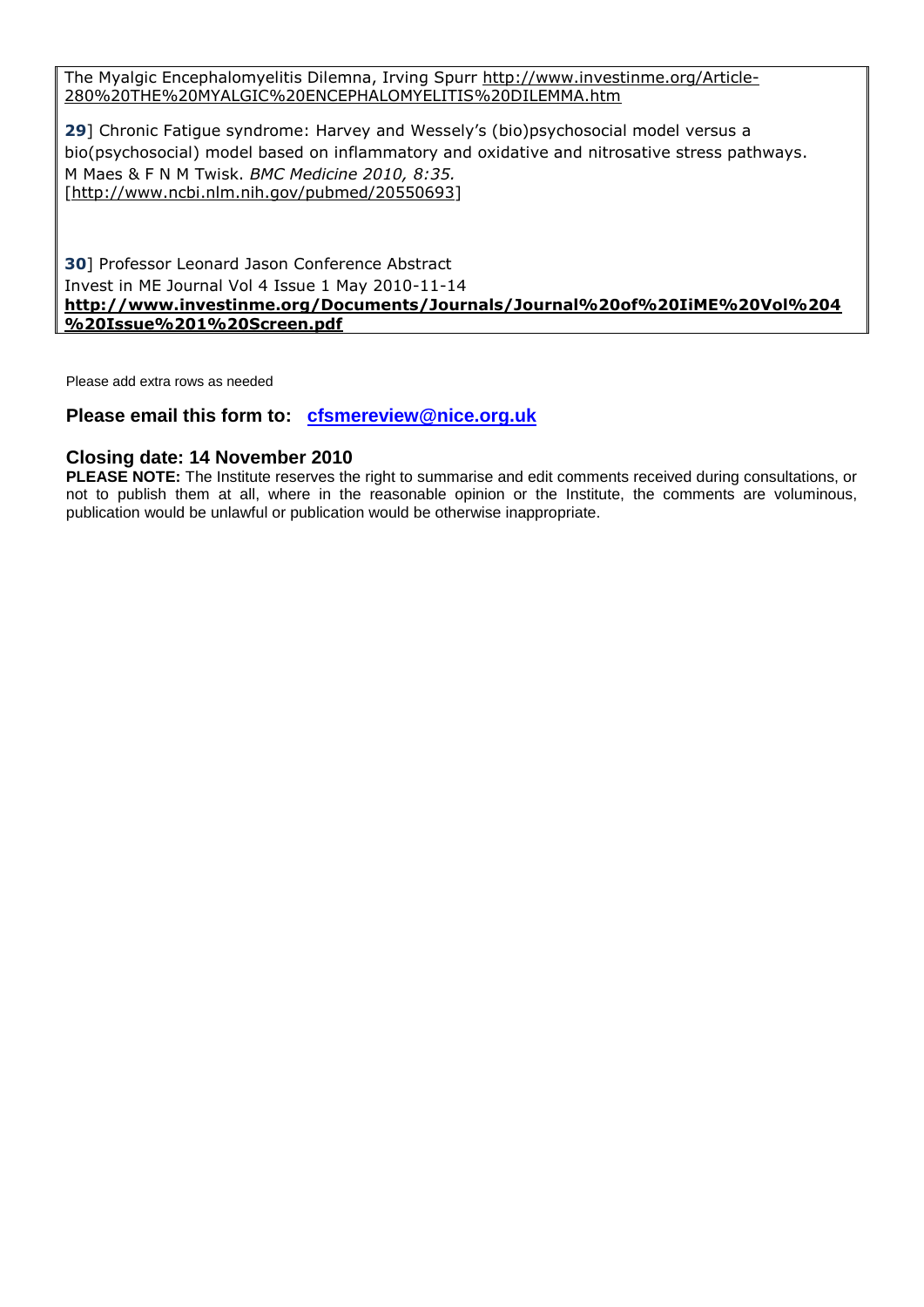The Myalgic Encephalomyelitis Dilemna, Irving Spurr http://www.investinme.org/Article-280%20THE%20MYALGIC%20ENCEPHALOMYELITIS%20DILEMMA.htm

**29**] Chronic Fatigue syndrome: Harvey and Wessely's (bio)psychosocial model versus a bio(psychosocial) model based on inflammatory and oxidative and nitrosative stress pathways. M Maes & F N M Twisk. *BMC Medicine 2010, 8:35.* [http://www.ncbi.nlm.nih.gov/pubmed/20550693]

**30**] Professor Leonard Jason Conference Abstract
Invest in ME Journal Vol 4 Issue 1 May 2010-11-14
**http://www.investinme.org/Documents/Journals/Journal%20of%20IiME%20Vol%204%20Issue%201%20Screen.pdf**

Please add extra rows as needed

**Please email this form to: cfsmereview@nice.org.uk**

**Closing date: 14 November 2010**

**PLEASE NOTE:** The Institute reserves the right to summarise and edit comments received during consultations, or not to publish them at all, where in the reasonable opinion or the Institute, the comments are voluminous, publication would be unlawful or publication would be otherwise inappropriate.